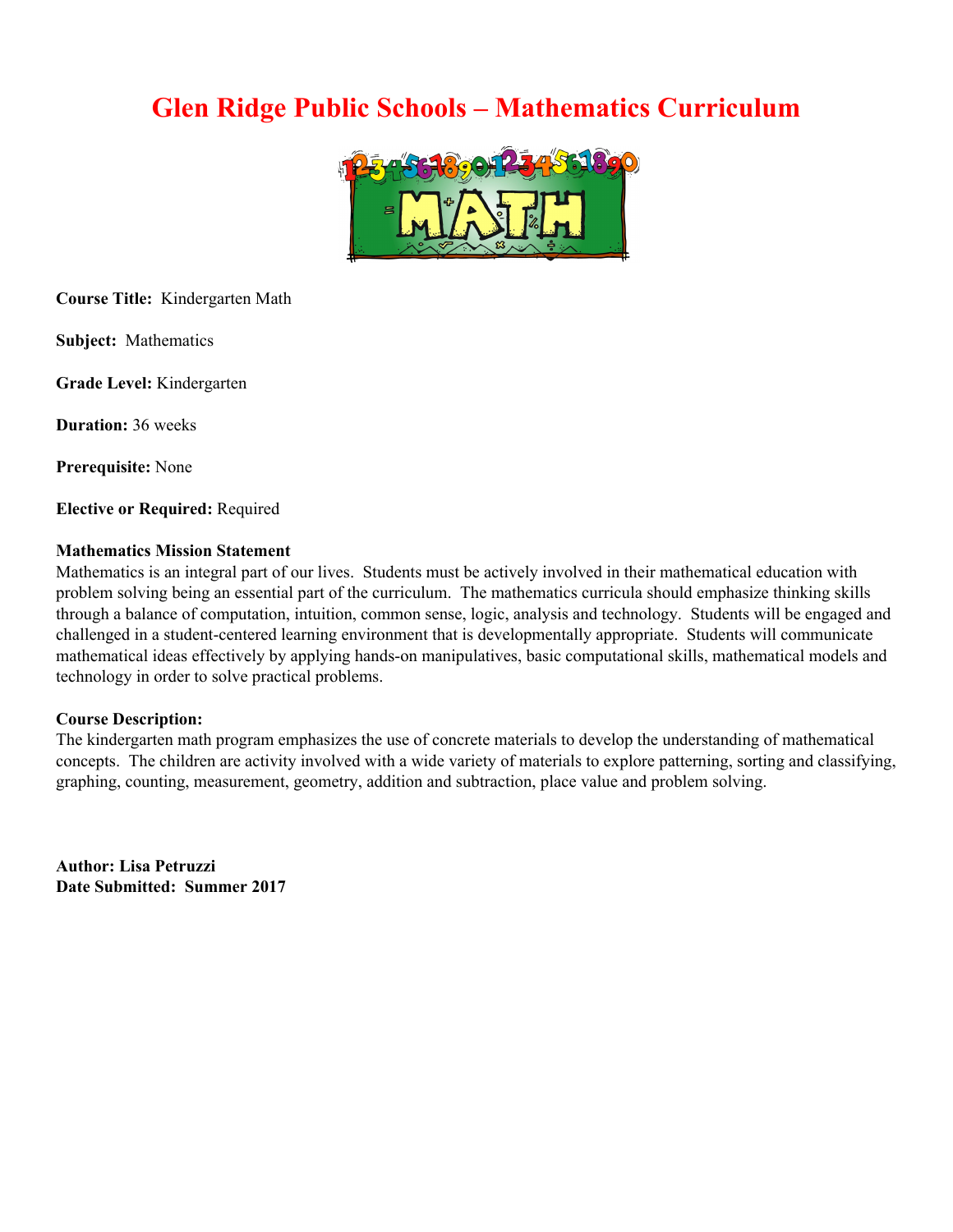# Glen Ridge Public Schools – Mathematics Curriculum

**Course Title:** Kindergarten Math

**Subject:** Mathematics

**Grade Level:** Kindergarten

**Duration:** 36 weeks

**Prerequisite:** None

**Elective or Required:** Required

**Mathematics Mission Statement**
Mathematics is an integral part of our lives. Students must be actively involved in their mathematical education with problem solving being an essential part of the curriculum. The mathematics curricula should emphasize thinking skills through a balance of computation, intuition, common sense, logic, analysis and technology. Students will be engaged and challenged in a student-centered learning environment that is developmentally appropriate. Students will communicate mathematical ideas effectively by applying hands-on manipulatives, basic computational skills, mathematical models and technology in order to solve practical problems.

**Course Description:**
The kindergarten math program emphasizes the use of concrete materials to develop the understanding of mathematical concepts. The children are activity involved with a wide variety of materials to explore patterning, sorting and classifying, graphing, counting, measurement, geometry, addition and subtraction, place value and problem solving.

**Author: Lisa Petruzzi**
**Date Submitted: Summer 2017**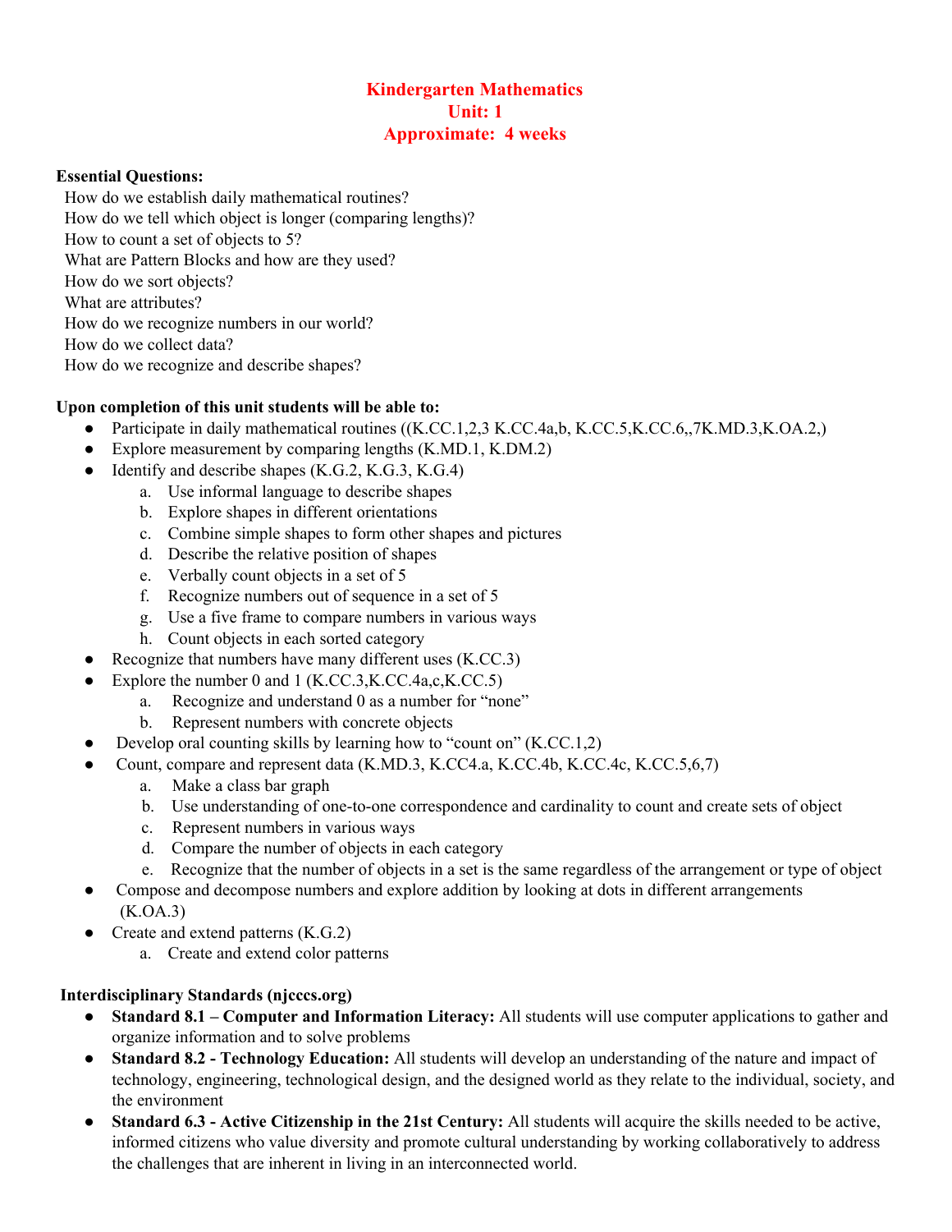# Kindergarten Mathematics
## Unit: 1
## Approximate: 4 weeks

**Essential Questions:**

How do we establish daily mathematical routines?
How do we tell which object is longer (comparing lengths)?
How to count a set of objects to 5?
What are Pattern Blocks and how are they used?
How do we sort objects?
What are attributes?
How do we recognize numbers in our world?
How do we collect data?
How do we recognize and describe shapes?

**Upon completion of this unit students will be able to:**

- Participate in daily mathematical routines ((K.CC.1,2,3 K.CC.4a,b, K.CC.5,K.CC.6,,7K.MD.3,K.OA.2,)
- Explore measurement by comparing lengths (K.MD.1, K.DM.2)
- Identify and describe shapes (K.G.2, K.G.3, K.G.4)
    a. Use informal language to describe shapes
    b. Explore shapes in different orientations
    c. Combine simple shapes to form other shapes and pictures
    d. Describe the relative position of shapes
    e. Verbally count objects in a set of 5
    f. Recognize numbers out of sequence in a set of 5
    g. Use a five frame to compare numbers in various ways
    h. Count objects in each sorted category
- Recognize that numbers have many different uses (K.CC.3)
- Explore the number 0 and 1 (K.CC.3,K.CC.4a,c,K.CC.5)
    a. Recognize and understand 0 as a number for "none"
    b. Represent numbers with concrete objects
- Develop oral counting skills by learning how to "count on" (K.CC.1,2)
- Count, compare and represent data (K.MD.3, K.CC4.a, K.CC.4b, K.CC.4c, K.CC.5,6,7)
    a. Make a class bar graph
    b. Use understanding of one-to-one correspondence and cardinality to count and create sets of object
    c. Represent numbers in various ways
    d. Compare the number of objects in each category
    e. Recognize that the number of objects in a set is the same regardless of the arrangement or type of object
- Compose and decompose numbers and explore addition by looking at dots in different arrangements (K.OA.3)
- Create and extend patterns (K.G.2)
    a. Create and extend color patterns

**Interdisciplinary Standards (njcccs.org)**

- **Standard 8.1 – Computer and Information Literacy:** All students will use computer applications to gather and organize information and to solve problems
- **Standard 8.2 - Technology Education:** All students will develop an understanding of the nature and impact of technology, engineering, technological design, and the designed world as they relate to the individual, society, and the environment
- **Standard 6.3 - Active Citizenship in the 21st Century:** All students will acquire the skills needed to be active, informed citizens who value diversity and promote cultural understanding by working collaboratively to address the challenges that are inherent in living in an interconnected world.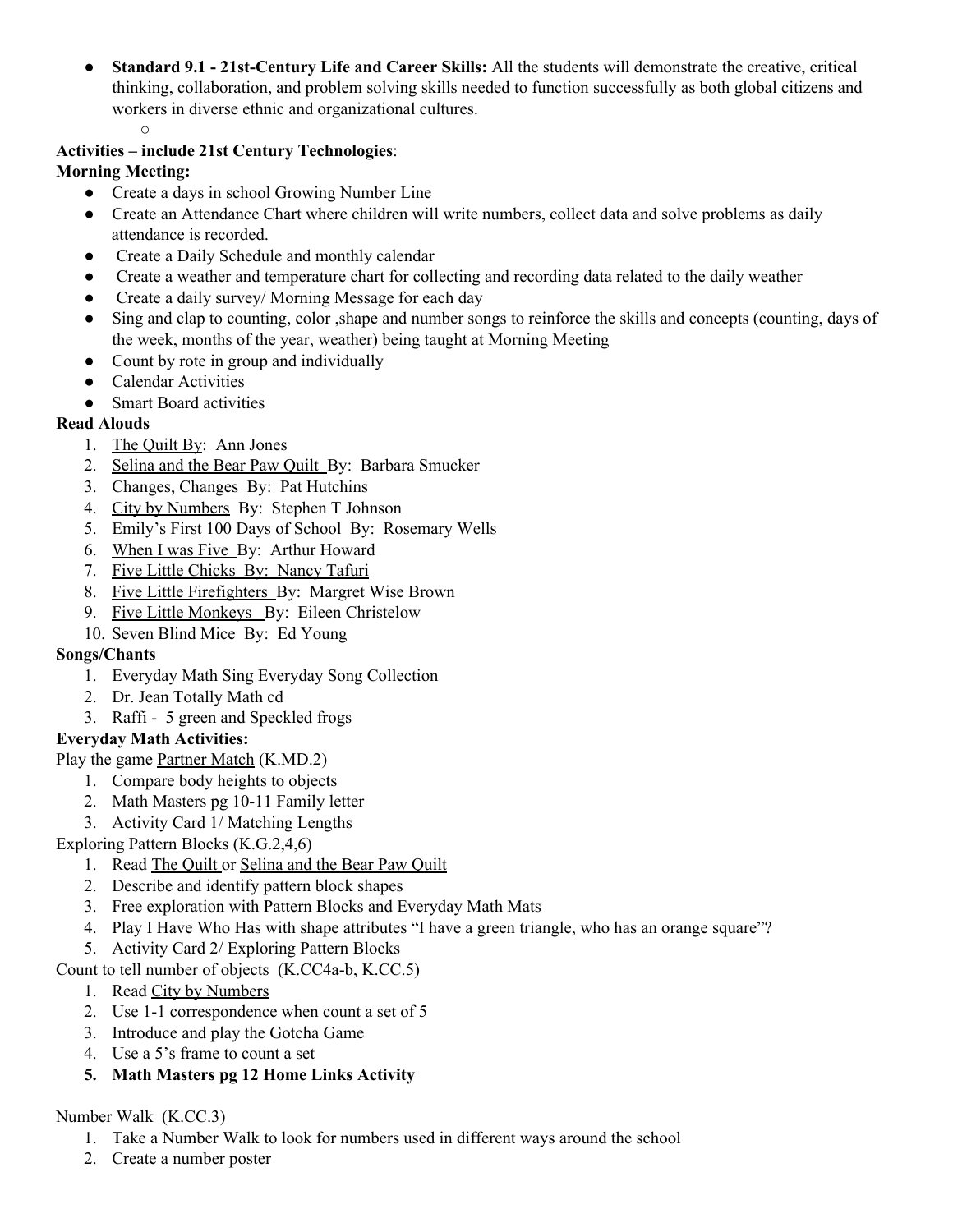- **Standard 9.1 - 21st-Century Life and Career Skills:** All the students will demonstrate the creative, critical thinking, collaboration, and problem solving skills needed to function successfully as both global citizens and workers in diverse ethnic and organizational cultures.
    - 

**Activities – include 21st Century Technologies**:

**Morning Meeting:**

- Create a days in school Growing Number Line
- Create an Attendance Chart where children will write numbers, collect data and solve problems as daily attendance is recorded.
- Create a Daily Schedule and monthly calendar
- Create a weather and temperature chart for collecting and recording data related to the daily weather
- Create a daily survey/ Morning Message for each day
- Sing and clap to counting, color ,shape and number songs to reinforce the skills and concepts (counting, days of the week, months of the year, weather) being taught at Morning Meeting
- Count by rote in group and individually
- Calendar Activities
- Smart Board activities

**Read Alouds**

1. The Quilt By: Ann Jones
2. Selina and the Bear Paw Quilt By: Barbara Smucker
3. Changes, Changes By: Pat Hutchins
4. City by Numbers By: Stephen T Johnson
5. Emily's First 100 Days of School By: Rosemary Wells
6. When I was Five By: Arthur Howard
7. Five Little Chicks By: Nancy Tafuri
8. Five Little Firefighters By: Margret Wise Brown
9. Five Little Monkeys By: Eileen Christelow
10. Seven Blind Mice By: Ed Young

**Songs/Chants**

1. Everyday Math Sing Everyday Song Collection
2. Dr. Jean Totally Math cd
3. Raffi - 5 green and Speckled frogs

**Everyday Math Activities:**

Play the game Partner Match (K.MD.2)

1. Compare body heights to objects
2. Math Masters pg 10-11 Family letter
3. Activity Card 1/ Matching Lengths

Exploring Pattern Blocks (K.G.2,4,6)

1. Read The Quilt or Selina and the Bear Paw Quilt
2. Describe and identify pattern block shapes
3. Free exploration with Pattern Blocks and Everyday Math Mats
4. Play I Have Who Has with shape attributes "I have a green triangle, who has an orange square"?
5. Activity Card 2/ Exploring Pattern Blocks

Count to tell number of objects (K.CC4a-b, K.CC.5)

1. Read City by Numbers
2. Use 1-1 correspondence when count a set of 5
3. Introduce and play the Gotcha Game
4. Use a 5's frame to count a set
5. **Math Masters pg 12 Home Links Activity**

Number Walk (K.CC.3)

1. Take a Number Walk to look for numbers used in different ways around the school
2. Create a number poster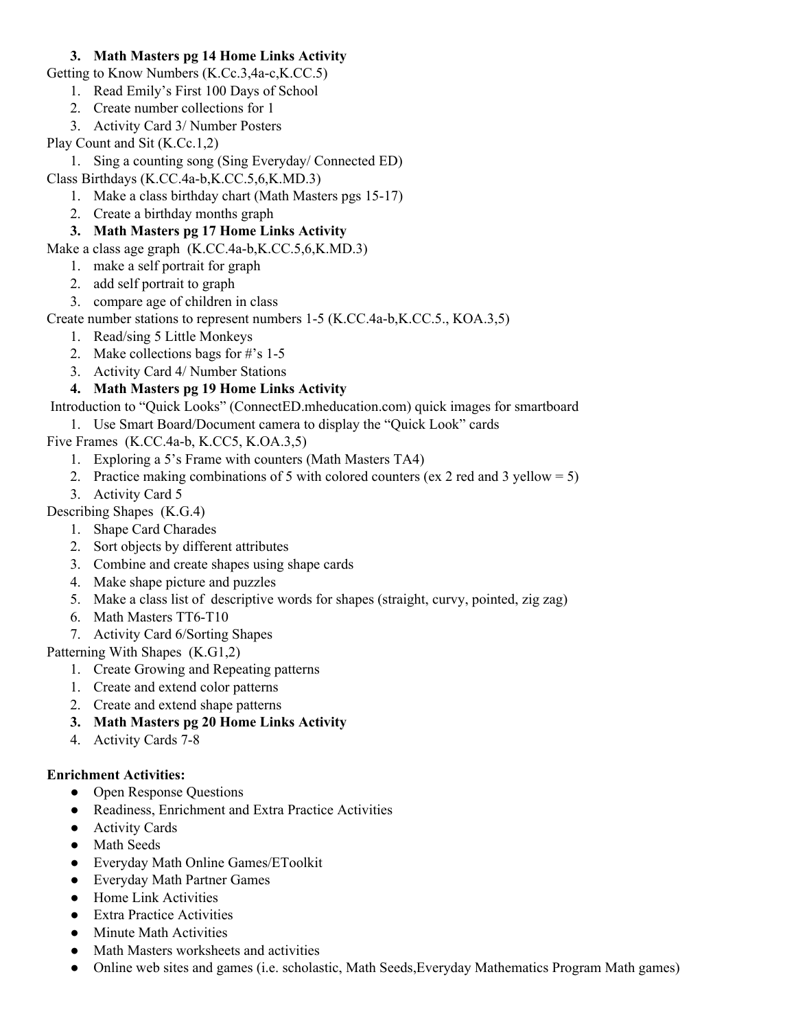3. **Math Masters pg 14 Home Links Activity**

Getting to Know Numbers (K.Cc.3,4a-c,K.CC.5)

1. Read Emily's First 100 Days of School
2. Create number collections for 1
3. Activity Card 3/ Number Posters

Play Count and Sit (K.Cc.1,2)

1. Sing a counting song (Sing Everyday/ Connected ED)

Class Birthdays (K.CC.4a-b,K.CC.5,6,K.MD.3)

1. Make a class birthday chart (Math Masters pgs 15-17)
2. Create a birthday months graph
3. **Math Masters pg 17 Home Links Activity**

Make a class age graph (K.CC.4a-b,K.CC.5,6,K.MD.3)

1. make a self portrait for graph
2. add self portrait to graph
3. compare age of children in class

Create number stations to represent numbers 1-5 (K.CC.4a-b,K.CC.5., KOA.3,5)

1. Read/sing 5 Little Monkeys
2. Make collections bags for #'s 1-5
3. Activity Card 4/ Number Stations
4. **Math Masters pg 19 Home Links Activity**

Introduction to "Quick Looks" (ConnectED.mheducation.com) quick images for smartboard

1. Use Smart Board/Document camera to display the "Quick Look" cards

Five Frames (K.CC.4a-b, K.CC5, K.OA.3,5)

1. Exploring a 5's Frame with counters (Math Masters TA4)
2. Practice making combinations of 5 with colored counters (ex 2 red and 3 yellow = 5)
3. Activity Card 5

Describing Shapes (K.G.4)

1. Shape Card Charades
2. Sort objects by different attributes
3. Combine and create shapes using shape cards
4. Make shape picture and puzzles
5. Make a class list of descriptive words for shapes (straight, curvy, pointed, zig zag)
6. Math Masters TT6-T10
7. Activity Card 6/Sorting Shapes

Patterning With Shapes (K.G1,2)

1. Create Growing and Repeating patterns
1. Create and extend color patterns
2. Create and extend shape patterns
3. **Math Masters pg 20 Home Links Activity**
4. Activity Cards 7-8

**Enrichment Activities:**

- Open Response Questions
- Readiness, Enrichment and Extra Practice Activities
- Activity Cards
- Math Seeds
- Everyday Math Online Games/EToolkit
- Everyday Math Partner Games
- Home Link Activities
- Extra Practice Activities
- Minute Math Activities
- Math Masters worksheets and activities
- Online web sites and games (i.e. scholastic, Math Seeds,Everyday Mathematics Program Math games)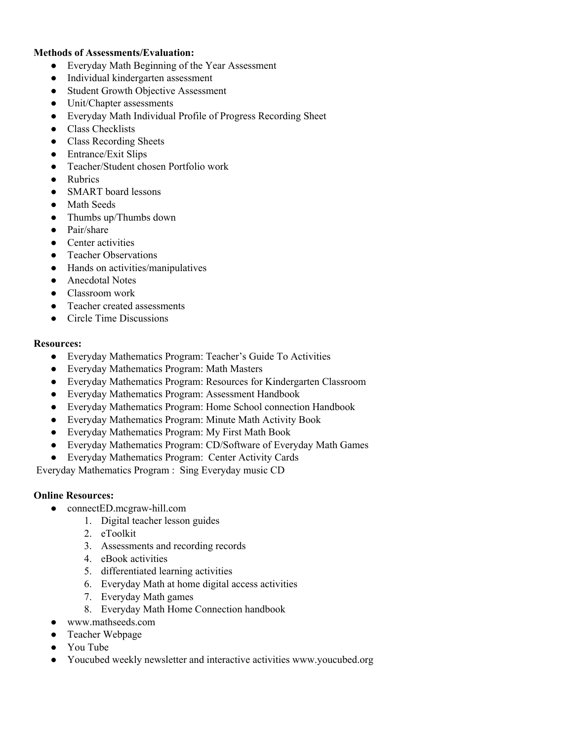**Methods of Assessments/Evaluation:**

- Everyday Math Beginning of the Year Assessment
- Individual kindergarten assessment
- Student Growth Objective Assessment
- Unit/Chapter assessments
- Everyday Math Individual Profile of Progress Recording Sheet
- Class Checklists
- Class Recording Sheets
- Entrance/Exit Slips
- Teacher/Student chosen Portfolio work
- Rubrics
- SMART board lessons
- Math Seeds
- Thumbs up/Thumbs down
- Pair/share
- Center activities
- Teacher Observations
- Hands on activities/manipulatives
- Anecdotal Notes
- Classroom work
- Teacher created assessments
- Circle Time Discussions

**Resources:**

- Everyday Mathematics Program: Teacher's Guide To Activities
- Everyday Mathematics Program: Math Masters
- Everyday Mathematics Program: Resources for Kindergarten Classroom
- Everyday Mathematics Program: Assessment Handbook
- Everyday Mathematics Program: Home School connection Handbook
- Everyday Mathematics Program: Minute Math Activity Book
- Everyday Mathematics Program: My First Math Book
- Everyday Mathematics Program: CD/Software of Everyday Math Games
- Everyday Mathematics Program: Center Activity Cards

Everyday Mathematics Program : Sing Everyday music CD

**Online Resources:**

- connectED.mcgraw-hill.com
    1. Digital teacher lesson guides
    2. eToolkit
    3. Assessments and recording records
    4. eBook activities
    5. differentiated learning activities
    6. Everyday Math at home digital access activities
    7. Everyday Math games
    8. Everyday Math Home Connection handbook
- www.mathseeds.com
- Teacher Webpage
- You Tube
- Youcubed weekly newsletter and interactive activities www.youcubed.org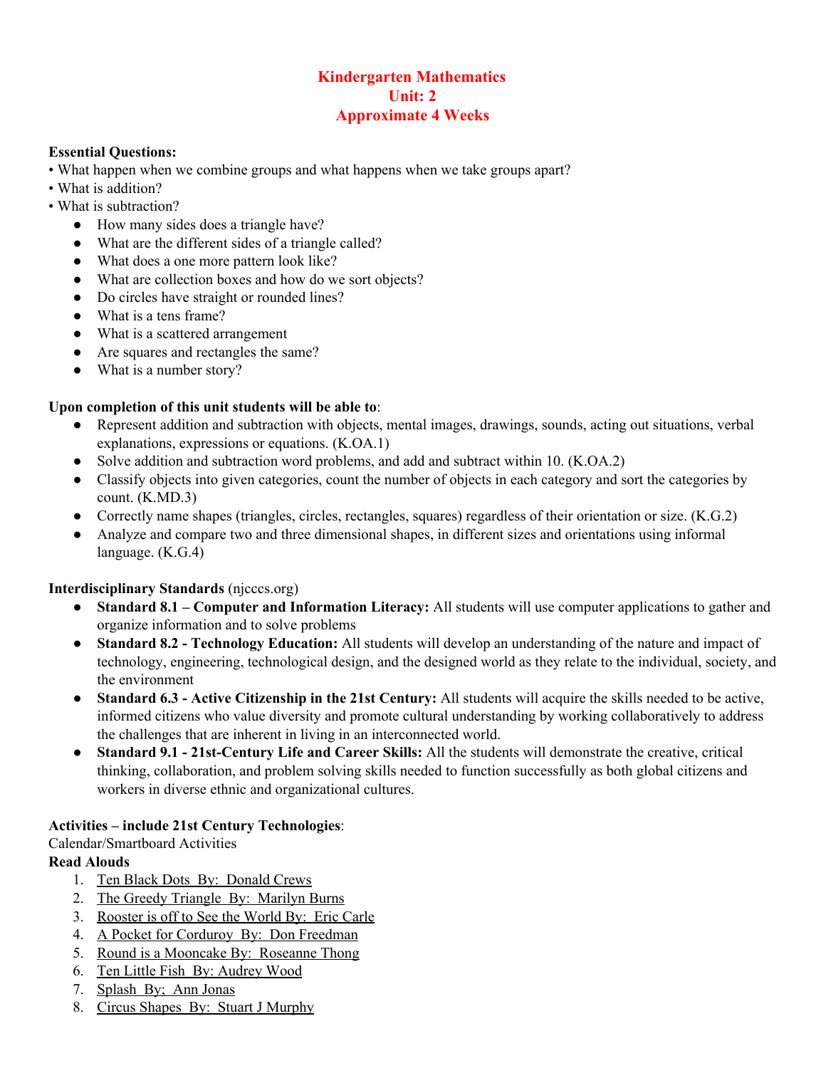# Kindergarten Mathematics
## Unit: 2
## Approximate 4 Weeks

**Essential Questions:**

• What happen when we combine groups and what happens when we take groups apart?
• What is addition?
• What is subtraction?

- How many sides does a triangle have?
- What are the different sides of a triangle called?
- What does a one more pattern look like?
- What are collection boxes and how do we sort objects?
- Do circles have straight or rounded lines?
- What is a tens frame?
- What is a scattered arrangement
- Are squares and rectangles the same?
- What is a number story?

**Upon completion of this unit students will be able to**:

- Represent addition and subtraction with objects, mental images, drawings, sounds, acting out situations, verbal explanations, expressions or equations. (K.OA.1)
- Solve addition and subtraction word problems, and add and subtract within 10. (K.OA.2)
- Classify objects into given categories, count the number of objects in each category and sort the categories by count. (K.MD.3)
- Correctly name shapes (triangles, circles, rectangles, squares) regardless of their orientation or size. (K.G.2)
- Analyze and compare two and three dimensional shapes, in different sizes and orientations using informal language. (K.G.4)

**Interdisciplinary Standards** (njcccs.org)

- **Standard 8.1 – Computer and Information Literacy:** All students will use computer applications to gather and organize information and to solve problems
- **Standard 8.2 - Technology Education:** All students will develop an understanding of the nature and impact of technology, engineering, technological design, and the designed world as they relate to the individual, society, and the environment
- **Standard 6.3 - Active Citizenship in the 21st Century:** All students will acquire the skills needed to be active, informed citizens who value diversity and promote cultural understanding by working collaboratively to address the challenges that are inherent in living in an interconnected world.
- **Standard 9.1 - 21st-Century Life and Career Skills:** All the students will demonstrate the creative, critical thinking, collaboration, and problem solving skills needed to function successfully as both global citizens and workers in diverse ethnic and organizational cultures.

**Activities – include 21st Century Technologies**:

Calendar/Smartboard Activities

**Read Alouds**

1. Ten Black Dots By: Donald Crews
2. The Greedy Triangle By: Marilyn Burns
3. Rooster is off to See the World By: Eric Carle
4. A Pocket for Corduroy By: Don Freedman
5. Round is a Mooncake By: Roseanne Thong
6. Ten Little Fish By: Audrey Wood
7. Splash By; Ann Jonas
8. Circus Shapes By: Stuart J Murphy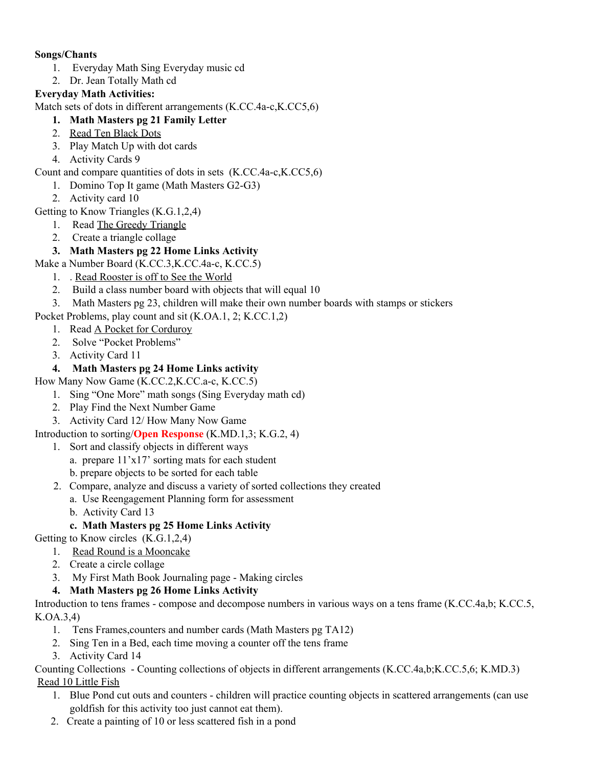**Songs/Chants**

1. Everyday Math Sing Everyday music cd
2. Dr. Jean Totally Math cd

**Everyday Math Activities:**

Match sets of dots in different arrangements (K.CC.4a-c,K.CC5,6)

1. **Math Masters pg 21 Family Letter**
2. <u>Read Ten Black Dots</u>
3. Play Match Up with dot cards
4. Activity Cards 9

Count and compare quantities of dots in sets (K.CC.4a-c,K.CC5,6)

1. Domino Top It game (Math Masters G2-G3)
2. Activity card 10

Getting to Know Triangles (K.G.1,2,4)

1. Read <u>The Greedy Triangle</u>
2. Create a triangle collage
3. **Math Masters pg 22 Home Links Activity**

Make a Number Board (K.CC.3,K.CC.4a-c, K.CC.5)

1. . <u>Read Rooster is off to See the World</u>
2. Build a class number board with objects that will equal 10
3. Math Masters pg 23, children will make their own number boards with stamps or stickers

Pocket Problems, play count and sit (K.OA.1, 2; K.CC.1,2)

1. Read <u>A Pocket for Corduroy</u>
2. Solve "Pocket Problems"
3. Activity Card 11
4. **Math Masters pg 24 Home Links activity**

How Many Now Game (K.CC.2,K.CC.a-c, K.CC.5)

1. Sing "One More" math songs (Sing Everyday math cd)
2. Play Find the Next Number Game
3. Activity Card 12/ How Many Now Game

Introduction to sorting/**Open Response** (K.MD.1,3; K.G.2, 4)

1. Sort and classify objects in different ways
   a. prepare 11'x17' sorting mats for each student
   b. prepare objects to be sorted for each table
2. Compare, analyze and discuss a variety of sorted collections they created
   a. Use Reengagement Planning form for assessment
   b. Activity Card 13
   **c. Math Masters pg 25 Home Links Activity**

Getting to Know circles (K.G.1,2,4)

1. <u>Read Round is a Mooncake</u>
2. Create a circle collage
3. My First Math Book Journaling page - Making circles
4. **Math Masters pg 26 Home Links Activity**

Introduction to tens frames - compose and decompose numbers in various ways on a tens frame (K.CC.4a,b; K.CC.5, K.OA.3,4)

1. Tens Frames,counters and number cards (Math Masters pg TA12)
2. Sing Ten in a Bed, each time moving a counter off the tens frame
3. Activity Card 14

Counting Collections - Counting collections of objects in different arrangements (K.CC.4a,b;K.CC.5,6; K.MD.3)
<u>Read 10 Little Fish</u>

1. Blue Pond cut outs and counters - children will practice counting objects in scattered arrangements (can use goldfish for this activity too just cannot eat them).
2. Create a painting of 10 or less scattered fish in a pond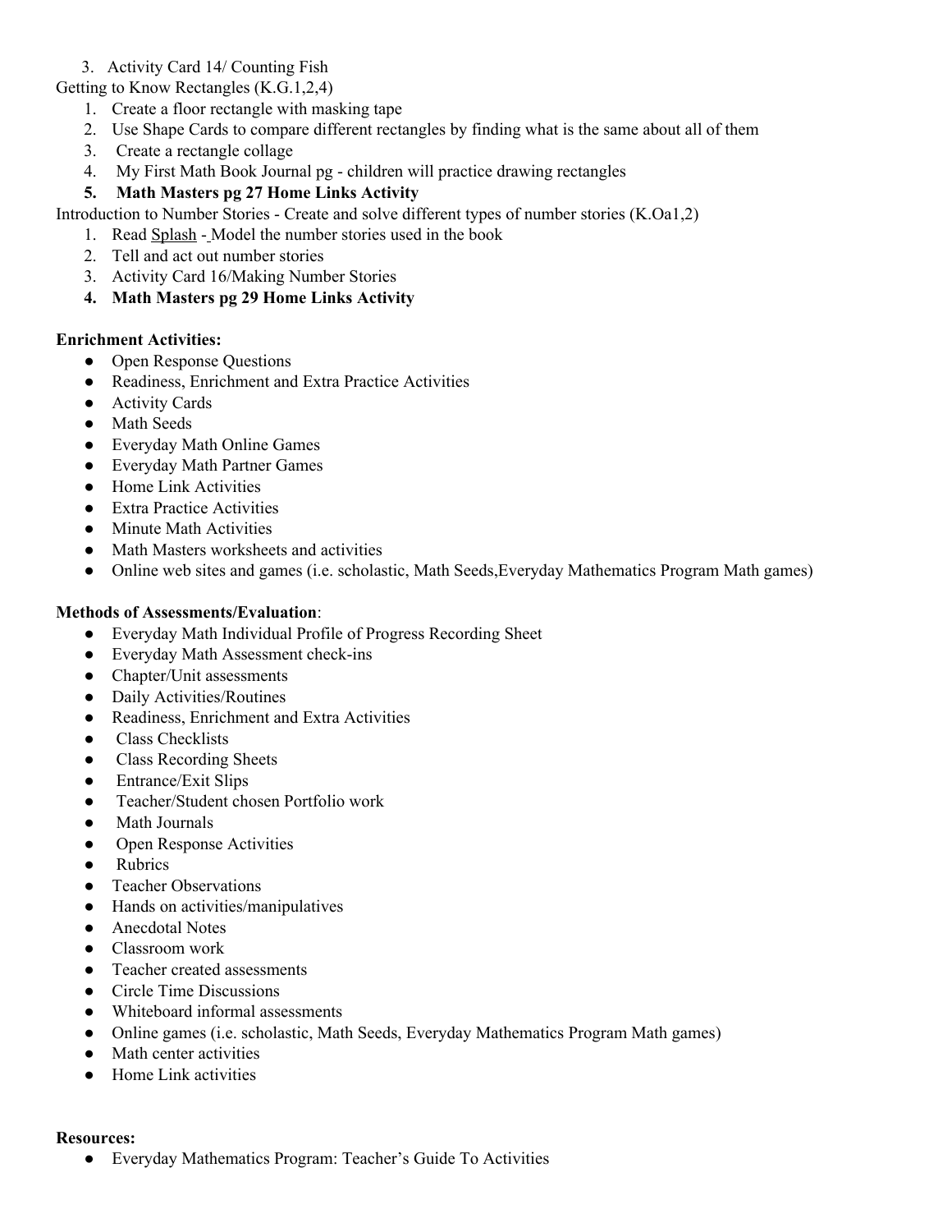3. Activity Card 14/ Counting Fish

Getting to Know Rectangles (K.G.1,2,4)

1. Create a floor rectangle with masking tape
2. Use Shape Cards to compare different rectangles by finding what is the same about all of them
3. Create a rectangle collage
4. My First Math Book Journal pg - children will practice drawing rectangles
5. **Math Masters pg 27 Home Links Activity**

Introduction to Number Stories - Create and solve different types of number stories (K.Oa1,2)

1. Read Splash - Model the number stories used in the book
2. Tell and act out number stories
3. Activity Card 16/Making Number Stories
4. **Math Masters pg 29 Home Links Activity**

**Enrichment Activities:**

- Open Response Questions
- Readiness, Enrichment and Extra Practice Activities
- Activity Cards
- Math Seeds
- Everyday Math Online Games
- Everyday Math Partner Games
- Home Link Activities
- Extra Practice Activities
- Minute Math Activities
- Math Masters worksheets and activities
- Online web sites and games (i.e. scholastic, Math Seeds,Everyday Mathematics Program Math games)

**Methods of Assessments/Evaluation**:

- Everyday Math Individual Profile of Progress Recording Sheet
- Everyday Math Assessment check-ins
- Chapter/Unit assessments
- Daily Activities/Routines
- Readiness, Enrichment and Extra Activities
- Class Checklists
- Class Recording Sheets
- Entrance/Exit Slips
- Teacher/Student chosen Portfolio work
- Math Journals
- Open Response Activities
- Rubrics
- Teacher Observations
- Hands on activities/manipulatives
- Anecdotal Notes
- Classroom work
- Teacher created assessments
- Circle Time Discussions
- Whiteboard informal assessments
- Online games (i.e. scholastic, Math Seeds, Everyday Mathematics Program Math games)
- Math center activities
- Home Link activities

**Resources:**

- Everyday Mathematics Program: Teacher's Guide To Activities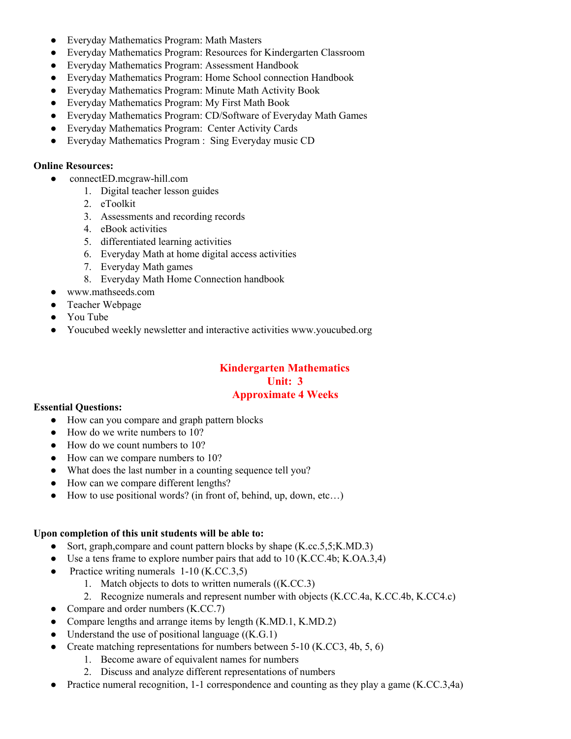- Everyday Mathematics Program: Math Masters
- Everyday Mathematics Program: Resources for Kindergarten Classroom
- Everyday Mathematics Program: Assessment Handbook
- Everyday Mathematics Program: Home School connection Handbook
- Everyday Mathematics Program: Minute Math Activity Book
- Everyday Mathematics Program: My First Math Book
- Everyday Mathematics Program: CD/Software of Everyday Math Games
- Everyday Mathematics Program: Center Activity Cards
- Everyday Mathematics Program : Sing Everyday music CD

**Online Resources:**

- connectED.mcgraw-hill.com
    1. Digital teacher lesson guides
    2. eToolkit
    3. Assessments and recording records
    4. eBook activities
    5. differentiated learning activities
    6. Everyday Math at home digital access activities
    7. Everyday Math games
    8. Everyday Math Home Connection handbook
- www.mathseeds.com
- Teacher Webpage
- You Tube
- Youcubed weekly newsletter and interactive activities www.youcubed.org

## Kindergarten Mathematics
## Unit: 3
## Approximate 4 Weeks

**Essential Questions:**

- How can you compare and graph pattern blocks
- How do we write numbers to 10?
- How do we count numbers to 10?
- How can we compare numbers to 10?
- What does the last number in a counting sequence tell you?
- How can we compare different lengths?
- How to use positional words? (in front of, behind, up, down, etc…)

**Upon completion of this unit students will be able to:**

- Sort, graph,compare and count pattern blocks by shape (K.cc.5,5;K.MD.3)
- Use a tens frame to explore number pairs that add to 10 (K.CC.4b; K.OA.3,4)
- Practice writing numerals 1-10 (K.CC.3,5)
    1. Match objects to dots to written numerals ((K.CC.3)
    2. Recognize numerals and represent number with objects (K.CC.4a, K.CC.4b, K.CC4.c)
- Compare and order numbers (K.CC.7)
- Compare lengths and arrange items by length (K.MD.1, K.MD.2)
- Understand the use of positional language ((K.G.1)
- Create matching representations for numbers between 5-10 (K.CC3, 4b, 5, 6)
    1. Become aware of equivalent names for numbers
    2. Discuss and analyze different representations of numbers
- Practice numeral recognition, 1-1 correspondence and counting as they play a game (K.CC.3,4a)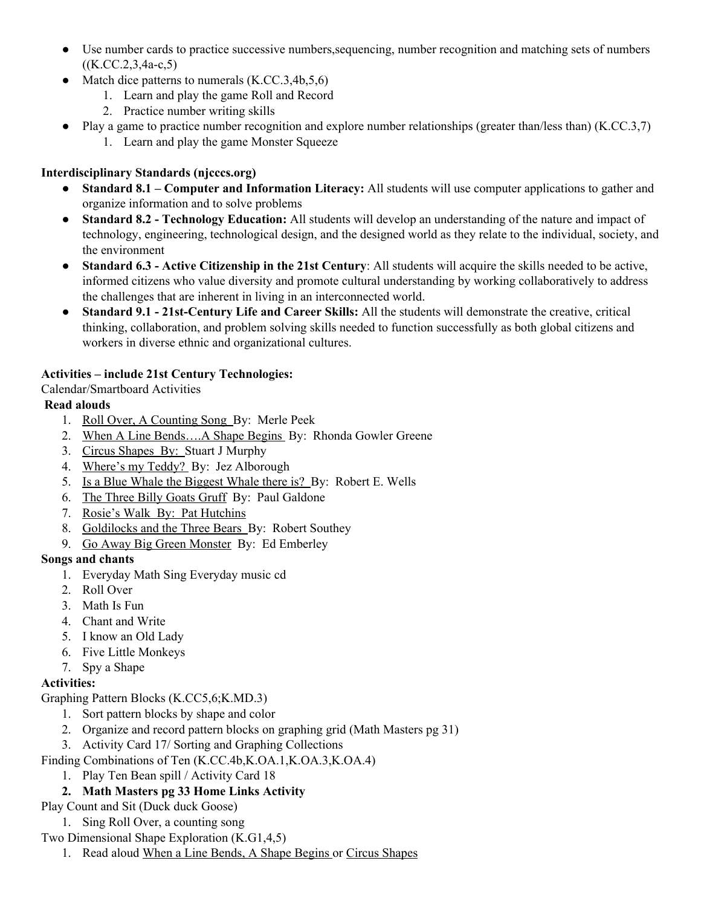- Use number cards to practice successive numbers,sequencing, number recognition and matching sets of numbers ((K.CC.2,3,4a-c,5)
- Match dice patterns to numerals (K.CC.3,4b,5,6)
    1. Learn and play the game Roll and Record
    2. Practice number writing skills
- Play a game to practice number recognition and explore number relationships (greater than/less than) (K.CC.3,7)
    1. Learn and play the game Monster Squeeze

**Interdisciplinary Standards (njcccs.org)**

- **Standard 8.1 – Computer and Information Literacy:** All students will use computer applications to gather and organize information and to solve problems
- **Standard 8.2 - Technology Education:** All students will develop an understanding of the nature and impact of technology, engineering, technological design, and the designed world as they relate to the individual, society, and the environment
- **Standard 6.3 - Active Citizenship in the 21st Century**: All students will acquire the skills needed to be active, informed citizens who value diversity and promote cultural understanding by working collaboratively to address the challenges that are inherent in living in an interconnected world.
- **Standard 9.1 - 21st-Century Life and Career Skills:** All the students will demonstrate the creative, critical thinking, collaboration, and problem solving skills needed to function successfully as both global citizens and workers in diverse ethnic and organizational cultures.

**Activities – include 21st Century Technologies:**

Calendar/Smartboard Activities

**Read alouds**

1. Roll Over, A Counting Song By: Merle Peek
2. When A Line Bends….A Shape Begins By: Rhonda Gowler Greene
3. Circus Shapes By: Stuart J Murphy
4. Where's my Teddy? By: Jez Alborough
5. Is a Blue Whale the Biggest Whale there is? By: Robert E. Wells
6. The Three Billy Goats Gruff By: Paul Galdone
7. Rosie's Walk By: Pat Hutchins
8. Goldilocks and the Three Bears By: Robert Southey
9. Go Away Big Green Monster By: Ed Emberley

**Songs and chants**

1. Everyday Math Sing Everyday music cd
2. Roll Over
3. Math Is Fun
4. Chant and Write
5. I know an Old Lady
6. Five Little Monkeys
7. Spy a Shape

**Activities:**

Graphing Pattern Blocks (K.CC5,6;K.MD.3)

1. Sort pattern blocks by shape and color
2. Organize and record pattern blocks on graphing grid (Math Masters pg 31)
3. Activity Card 17/ Sorting and Graphing Collections

Finding Combinations of Ten (K.CC.4b,K.OA.1,K.OA.3,K.OA.4)

1. Play Ten Bean spill / Activity Card 18
2. **Math Masters pg 33 Home Links Activity**

Play Count and Sit (Duck duck Goose)

1. Sing Roll Over, a counting song

Two Dimensional Shape Exploration (K.G1,4,5)

1. Read aloud When a Line Bends, A Shape Begins or Circus Shapes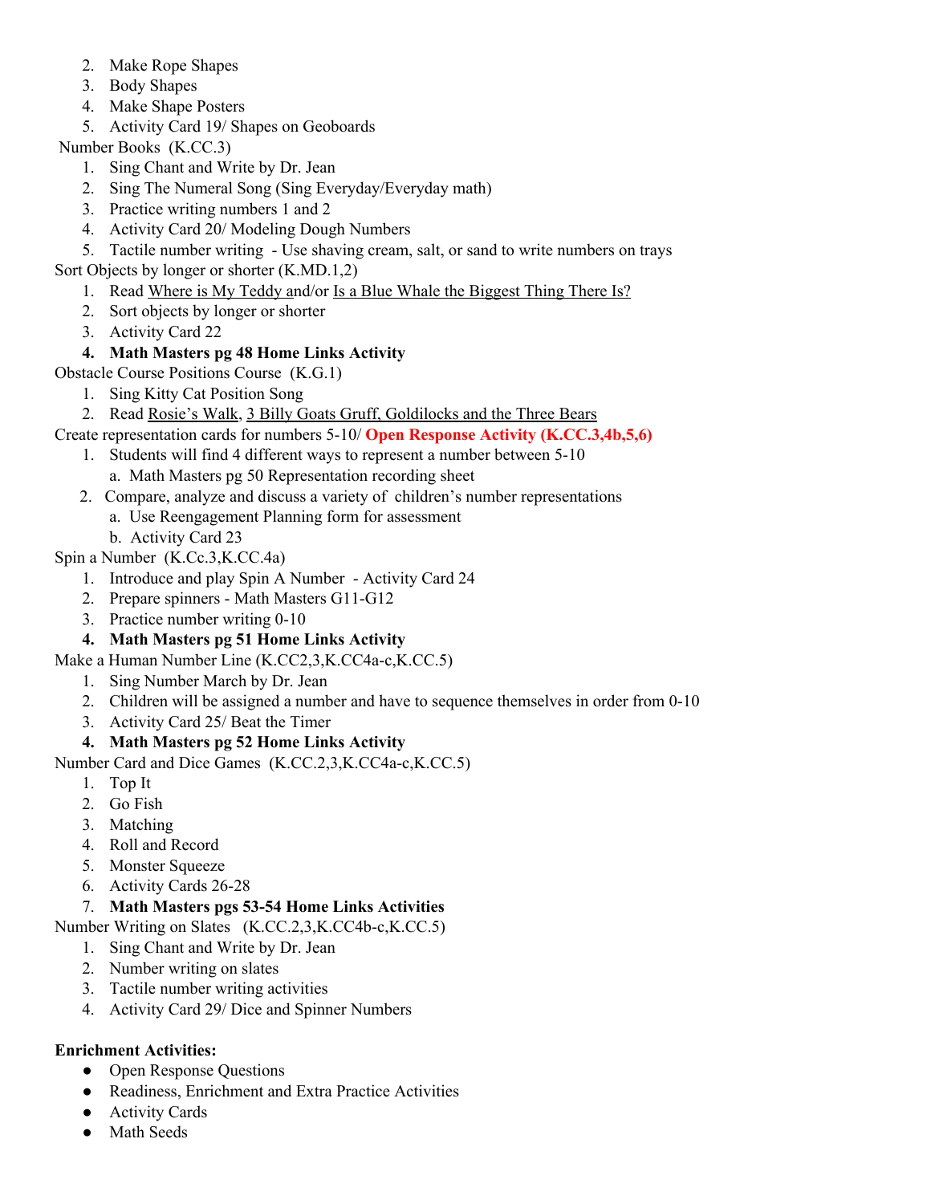2. Make Rope Shapes
3. Body Shapes
4. Make Shape Posters
5. Activity Card 19/ Shapes on Geoboards

Number Books (K.CC.3)

1. Sing Chant and Write by Dr. Jean
2. Sing The Numeral Song (Sing Everyday/Everyday math)
3. Practice writing numbers 1 and 2
4. Activity Card 20/ Modeling Dough Numbers
5. Tactile number writing - Use shaving cream, salt, or sand to write numbers on trays

Sort Objects by longer or shorter (K.MD.1,2)

1. Read Where is My Teddy and/or Is a Blue Whale the Biggest Thing There Is?
2. Sort objects by longer or shorter
3. Activity Card 22
4. **Math Masters pg 48 Home Links Activity**

Obstacle Course Positions Course (K.G.1)

1. Sing Kitty Cat Position Song
2. Read Rosie's Walk, 3 Billy Goats Gruff, Goldilocks and the Three Bears

Create representation cards for numbers 5-10/ **Open Response Activity (K.CC.3,4b,5,6)**

1. Students will find 4 different ways to represent a number between 5-10
   a. Math Masters pg 50 Representation recording sheet
2. Compare, analyze and discuss a variety of children's number representations
   a. Use Reengagement Planning form for assessment
   b. Activity Card 23

Spin a Number (K.Cc.3,K.CC.4a)

1. Introduce and play Spin A Number - Activity Card 24
2. Prepare spinners - Math Masters G11-G12
3. Practice number writing 0-10
4. **Math Masters pg 51 Home Links Activity**

Make a Human Number Line (K.CC2,3,K.CC4a-c,K.CC.5)

1. Sing Number March by Dr. Jean
2. Children will be assigned a number and have to sequence themselves in order from 0-10
3. Activity Card 25/ Beat the Timer
4. **Math Masters pg 52 Home Links Activity**

Number Card and Dice Games (K.CC.2,3,K.CC4a-c,K.CC.5)

1. Top It
2. Go Fish
3. Matching
4. Roll and Record
5. Monster Squeeze
6. Activity Cards 26-28
7. **Math Masters pgs 53-54 Home Links Activities**

Number Writing on Slates (K.CC.2,3,K.CC4b-c,K.CC.5)

1. Sing Chant and Write by Dr. Jean
2. Number writing on slates
3. Tactile number writing activities
4. Activity Card 29/ Dice and Spinner Numbers

**Enrichment Activities:**

- Open Response Questions
- Readiness, Enrichment and Extra Practice Activities
- Activity Cards
- Math Seeds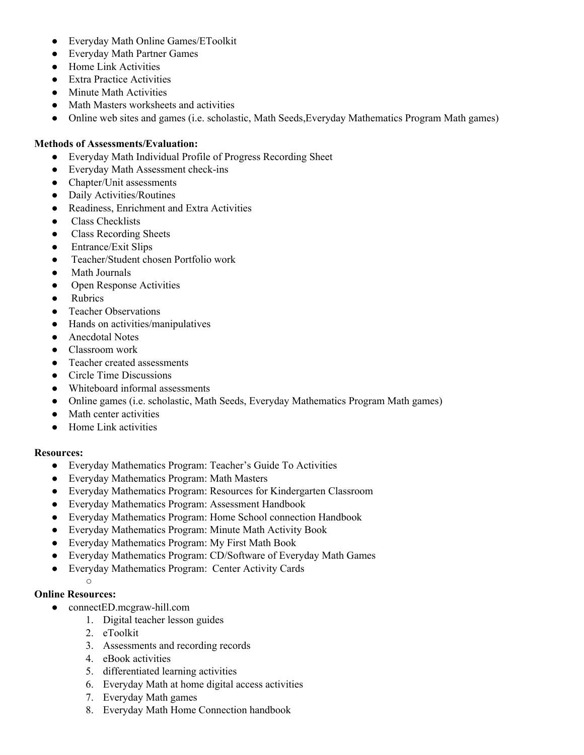- Everyday Math Online Games/EToolkit
- Everyday Math Partner Games
- Home Link Activities
- Extra Practice Activities
- Minute Math Activities
- Math Masters worksheets and activities
- Online web sites and games (i.e. scholastic, Math Seeds,Everyday Mathematics Program Math games)

**Methods of Assessments/Evaluation:**

- Everyday Math Individual Profile of Progress Recording Sheet
- Everyday Math Assessment check-ins
- Chapter/Unit assessments
- Daily Activities/Routines
- Readiness, Enrichment and Extra Activities
- Class Checklists
- Class Recording Sheets
- Entrance/Exit Slips
- Teacher/Student chosen Portfolio work
- Math Journals
- Open Response Activities
- Rubrics
- Teacher Observations
- Hands on activities/manipulatives
- Anecdotal Notes
- Classroom work
- Teacher created assessments
- Circle Time Discussions
- Whiteboard informal assessments
- Online games (i.e. scholastic, Math Seeds, Everyday Mathematics Program Math games)
- Math center activities
- Home Link activities

**Resources:**

- Everyday Mathematics Program: Teacher's Guide To Activities
- Everyday Mathematics Program: Math Masters
- Everyday Mathematics Program: Resources for Kindergarten Classroom
- Everyday Mathematics Program: Assessment Handbook
- Everyday Mathematics Program: Home School connection Handbook
- Everyday Mathematics Program: Minute Math Activity Book
- Everyday Mathematics Program: My First Math Book
- Everyday Mathematics Program: CD/Software of Everyday Math Games
- Everyday Mathematics Program: Center Activity Cards

**Online Resources:**

- connectED.mcgraw-hill.com
  1. Digital teacher lesson guides
  2. eToolkit
  3. Assessments and recording records
  4. eBook activities
  5. differentiated learning activities
  6. Everyday Math at home digital access activities
  7. Everyday Math games
  8. Everyday Math Home Connection handbook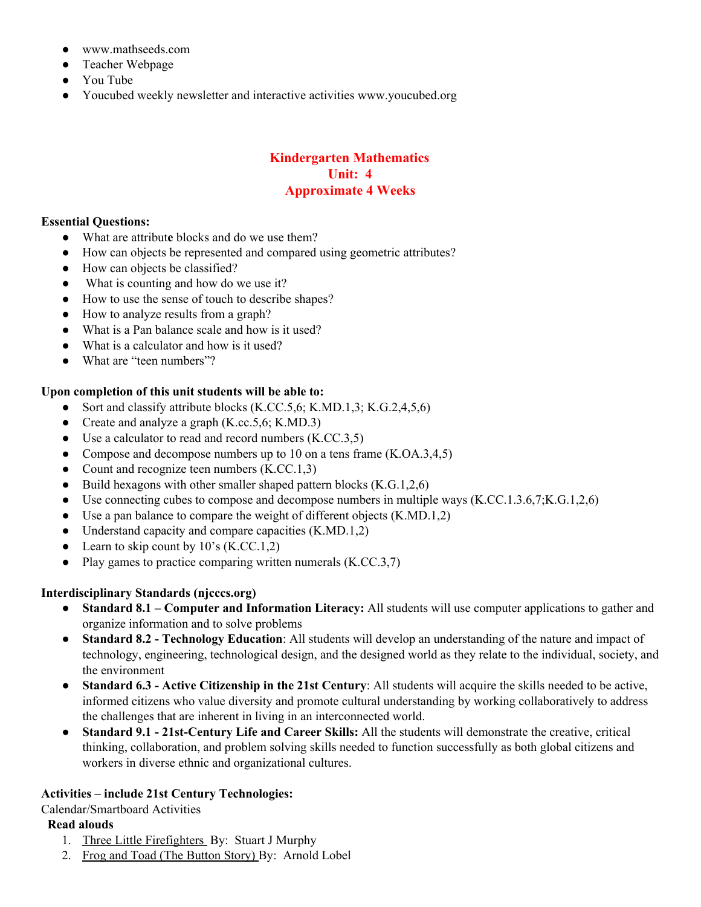- www.mathseeds.com
- Teacher Webpage
- You Tube
- Youcubed weekly newsletter and interactive activities www.youcubed.org

## Kindergarten Mathematics
## Unit: 4
## Approximate 4 Weeks

**Essential Questions:**

- What are attribute blocks and do we use them?
- How can objects be represented and compared using geometric attributes?
- How can objects be classified?
- What is counting and how do we use it?
- How to use the sense of touch to describe shapes?
- How to analyze results from a graph?
- What is a Pan balance scale and how is it used?
- What is a calculator and how is it used?
- What are "teen numbers"?

**Upon completion of this unit students will be able to:**

- Sort and classify attribute blocks (K.CC.5,6; K.MD.1,3; K.G.2,4,5,6)
- Create and analyze a graph (K.cc.5,6; K.MD.3)
- Use a calculator to read and record numbers (K.CC.3,5)
- Compose and decompose numbers up to 10 on a tens frame (K.OA.3,4,5)
- Count and recognize teen numbers (K.CC.1,3)
- Build hexagons with other smaller shaped pattern blocks (K.G.1,2,6)
- Use connecting cubes to compose and decompose numbers in multiple ways (K.CC.1.3.6,7;K.G.1,2,6)
- Use a pan balance to compare the weight of different objects (K.MD.1,2)
- Understand capacity and compare capacities (K.MD.1,2)
- Learn to skip count by 10's (K.CC.1,2)
- Play games to practice comparing written numerals (K.CC.3,7)

**Interdisciplinary Standards (njcccs.org)**

- **Standard 8.1 – Computer and Information Literacy:** All students will use computer applications to gather and organize information and to solve problems
- **Standard 8.2 - Technology Education**: All students will develop an understanding of the nature and impact of technology, engineering, technological design, and the designed world as they relate to the individual, society, and the environment
- **Standard 6.3 - Active Citizenship in the 21st Century**: All students will acquire the skills needed to be active, informed citizens who value diversity and promote cultural understanding by working collaboratively to address the challenges that are inherent in living in an interconnected world.
- **Standard 9.1 - 21st-Century Life and Career Skills:** All the students will demonstrate the creative, critical thinking, collaboration, and problem solving skills needed to function successfully as both global citizens and workers in diverse ethnic and organizational cultures.

**Activities – include 21st Century Technologies:**

Calendar/Smartboard Activities

**Read alouds**

1. Three Little Firefighters By: Stuart J Murphy
2. Frog and Toad (The Button Story) By: Arnold Lobel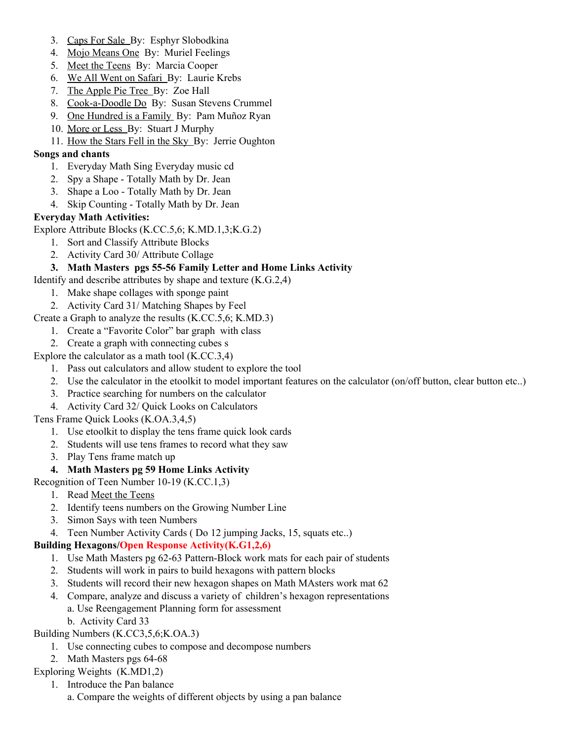3. Caps For Sale By: Esphyr Slobodkina
4. Mojo Means One By: Muriel Feelings
5. Meet the Teens By: Marcia Cooper
6. We All Went on Safari By: Laurie Krebs
7. The Apple Pie Tree By: Zoe Hall
8. Cook-a-Doodle Do By: Susan Stevens Crummel
9. One Hundred is a Family By: Pam Muñoz Ryan
10. More or Less By: Stuart J Murphy
11. How the Stars Fell in the Sky By: Jerrie Oughton

**Songs and chants**

1. Everyday Math Sing Everyday music cd
2. Spy a Shape - Totally Math by Dr. Jean
3. Shape a Loo - Totally Math by Dr. Jean
4. Skip Counting - Totally Math by Dr. Jean

**Everyday Math Activities:**

Explore Attribute Blocks (K.CC.5,6; K.MD.1,3;K.G.2)

1. Sort and Classify Attribute Blocks
2. Activity Card 30/ Attribute Collage
3. **Math Masters pgs 55-56 Family Letter and Home Links Activity**

Identify and describe attributes by shape and texture (K.G.2,4)

1. Make shape collages with sponge paint
2. Activity Card 31/ Matching Shapes by Feel

Create a Graph to analyze the results (K.CC.5,6; K.MD.3)

1. Create a "Favorite Color" bar graph with class
2. Create a graph with connecting cubes s

Explore the calculator as a math tool (K.CC.3,4)

1. Pass out calculators and allow student to explore the tool
2. Use the calculator in the etoolkit to model important features on the calculator (on/off button, clear button etc..)
3. Practice searching for numbers on the calculator
4. Activity Card 32/ Quick Looks on Calculators

Tens Frame Quick Looks (K.OA.3,4,5)

1. Use etoolkit to display the tens frame quick look cards
2. Students will use tens frames to record what they saw
3. Play Tens frame match up
4. **Math Masters pg 59 Home Links Activity**

Recognition of Teen Number 10-19 (K.CC.1,3)

1. Read Meet the Teens
2. Identify teens numbers on the Growing Number Line
3. Simon Says with teen Numbers
4. Teen Number Activity Cards ( Do 12 jumping Jacks, 15, squats etc..)

**Building Hexagons/Open Response Activity(K.G1,2,6)**

1. Use Math Masters pg 62-63 Pattern-Block work mats for each pair of students
2. Students will work in pairs to build hexagons with pattern blocks
3. Students will record their new hexagon shapes on Math MAsters work mat 62
4. Compare, analyze and discuss a variety of children's hexagon representations
   a. Use Reengagement Planning form for assessment
   b. Activity Card 33

Building Numbers (K.CC3,5,6;K.OA.3)

1. Use connecting cubes to compose and decompose numbers
2. Math Masters pgs 64-68

Exploring Weights (K.MD1,2)

1. Introduce the Pan balance
   a. Compare the weights of different objects by using a pan balance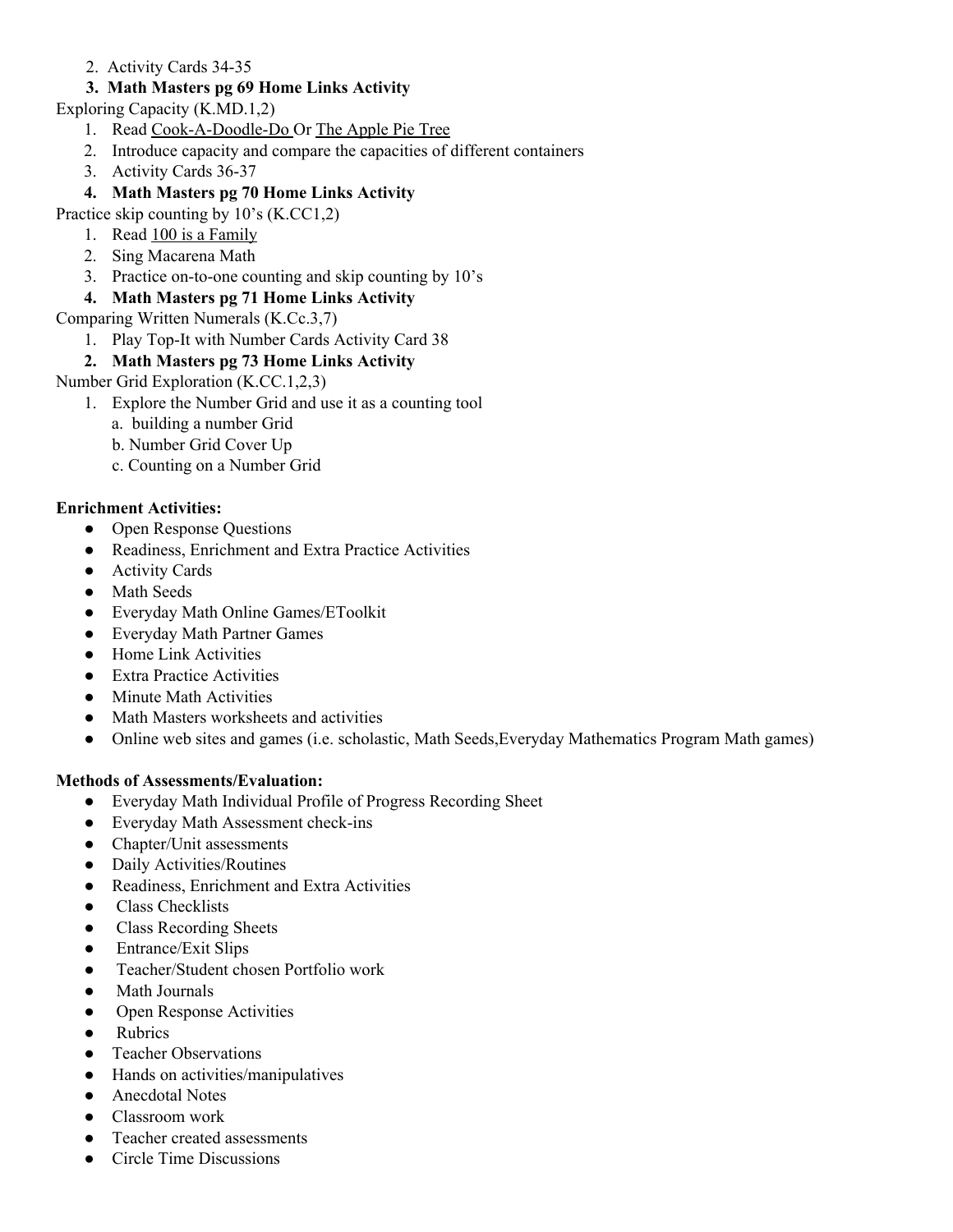2. Activity Cards 34-35
3. **Math Masters pg 69 Home Links Activity**

Exploring Capacity (K.MD.1,2)

1. Read Cook-A-Doodle-Do Or The Apple Pie Tree
2. Introduce capacity and compare the capacities of different containers
3. Activity Cards 36-37
4. **Math Masters pg 70 Home Links Activity**

Practice skip counting by 10's (K.CC1,2)

1. Read 100 is a Family
2. Sing Macarena Math
3. Practice on-to-one counting and skip counting by 10's
4. **Math Masters pg 71 Home Links Activity**

Comparing Written Numerals (K.Cc.3,7)

1. Play Top-It with Number Cards Activity Card 38
2. **Math Masters pg 73 Home Links Activity**

Number Grid Exploration (K.CC.1,2,3)

1. Explore the Number Grid and use it as a counting tool
   a. building a number Grid
   b. Number Grid Cover Up
   c. Counting on a Number Grid

**Enrichment Activities:**

- Open Response Questions
- Readiness, Enrichment and Extra Practice Activities
- Activity Cards
- Math Seeds
- Everyday Math Online Games/EToolkit
- Everyday Math Partner Games
- Home Link Activities
- Extra Practice Activities
- Minute Math Activities
- Math Masters worksheets and activities
- Online web sites and games (i.e. scholastic, Math Seeds,Everyday Mathematics Program Math games)

**Methods of Assessments/Evaluation:**

- Everyday Math Individual Profile of Progress Recording Sheet
- Everyday Math Assessment check-ins
- Chapter/Unit assessments
- Daily Activities/Routines
- Readiness, Enrichment and Extra Activities
- Class Checklists
- Class Recording Sheets
- Entrance/Exit Slips
- Teacher/Student chosen Portfolio work
- Math Journals
- Open Response Activities
- Rubrics
- Teacher Observations
- Hands on activities/manipulatives
- Anecdotal Notes
- Classroom work
- Teacher created assessments
- Circle Time Discussions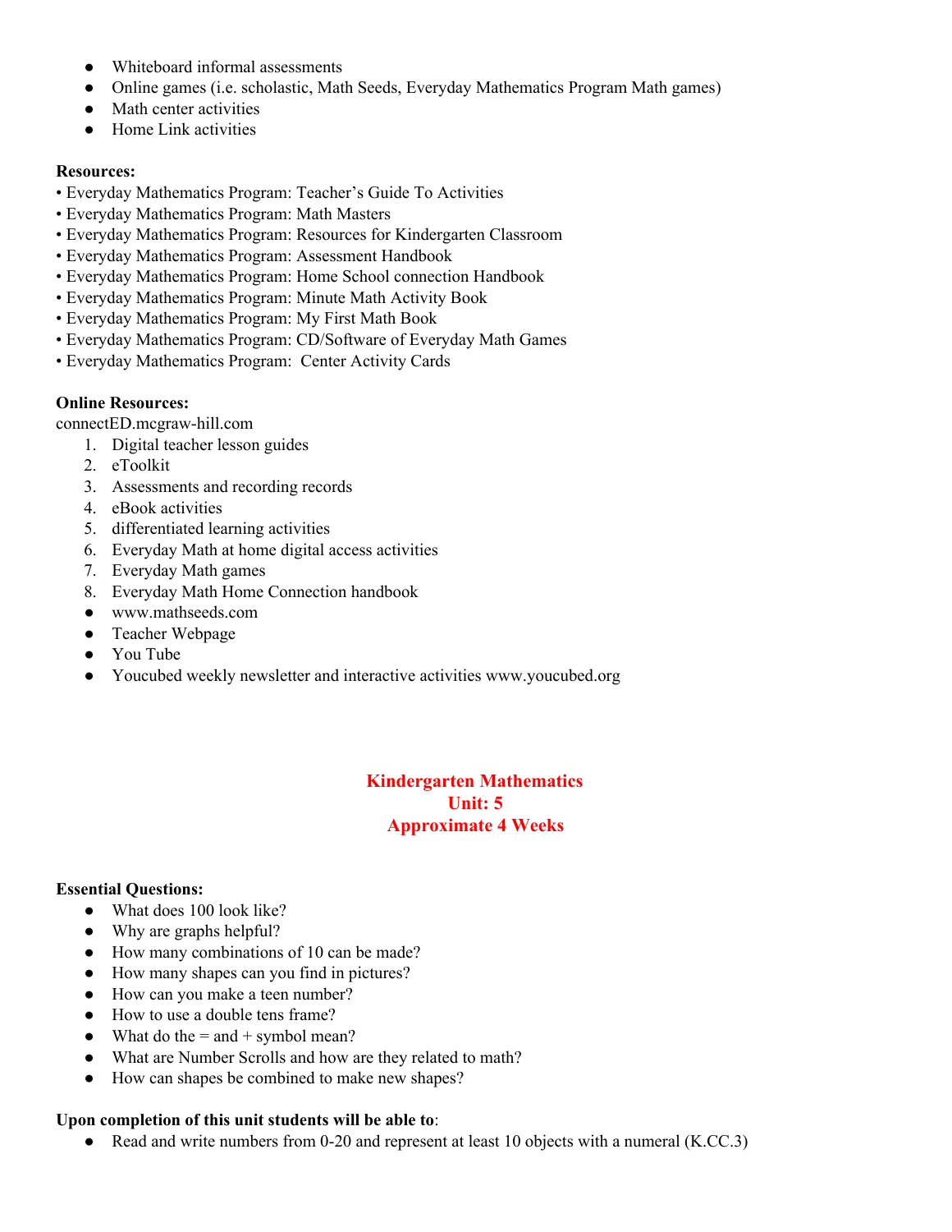- Whiteboard informal assessments
- Online games (i.e. scholastic, Math Seeds, Everyday Mathematics Program Math games)
- Math center activities
- Home Link activities

**Resources:**

• Everyday Mathematics Program: Teacher's Guide To Activities
• Everyday Mathematics Program: Math Masters
• Everyday Mathematics Program: Resources for Kindergarten Classroom
• Everyday Mathematics Program: Assessment Handbook
• Everyday Mathematics Program: Home School connection Handbook
• Everyday Mathematics Program: Minute Math Activity Book
• Everyday Mathematics Program: My First Math Book
• Everyday Mathematics Program: CD/Software of Everyday Math Games
• Everyday Mathematics Program: Center Activity Cards

**Online Resources:**

connectED.mcgraw-hill.com

1. Digital teacher lesson guides
2. eToolkit
3. Assessments and recording records
4. eBook activities
5. differentiated learning activities
6. Everyday Math at home digital access activities
7. Everyday Math games
8. Everyday Math Home Connection handbook

- www.mathseeds.com
- Teacher Webpage
- You Tube
- Youcubed weekly newsletter and interactive activities www.youcubed.org

## Kindergarten Mathematics
## Unit: 5
## Approximate 4 Weeks

**Essential Questions:**

- What does 100 look like?
- Why are graphs helpful?
- How many combinations of 10 can be made?
- How many shapes can you find in pictures?
- How can you make a teen number?
- How to use a double tens frame?
- What do the = and + symbol mean?
- What are Number Scrolls and how are they related to math?
- How can shapes be combined to make new shapes?

**Upon completion of this unit students will be able to**:

- Read and write numbers from 0-20 and represent at least 10 objects with a numeral (K.CC.3)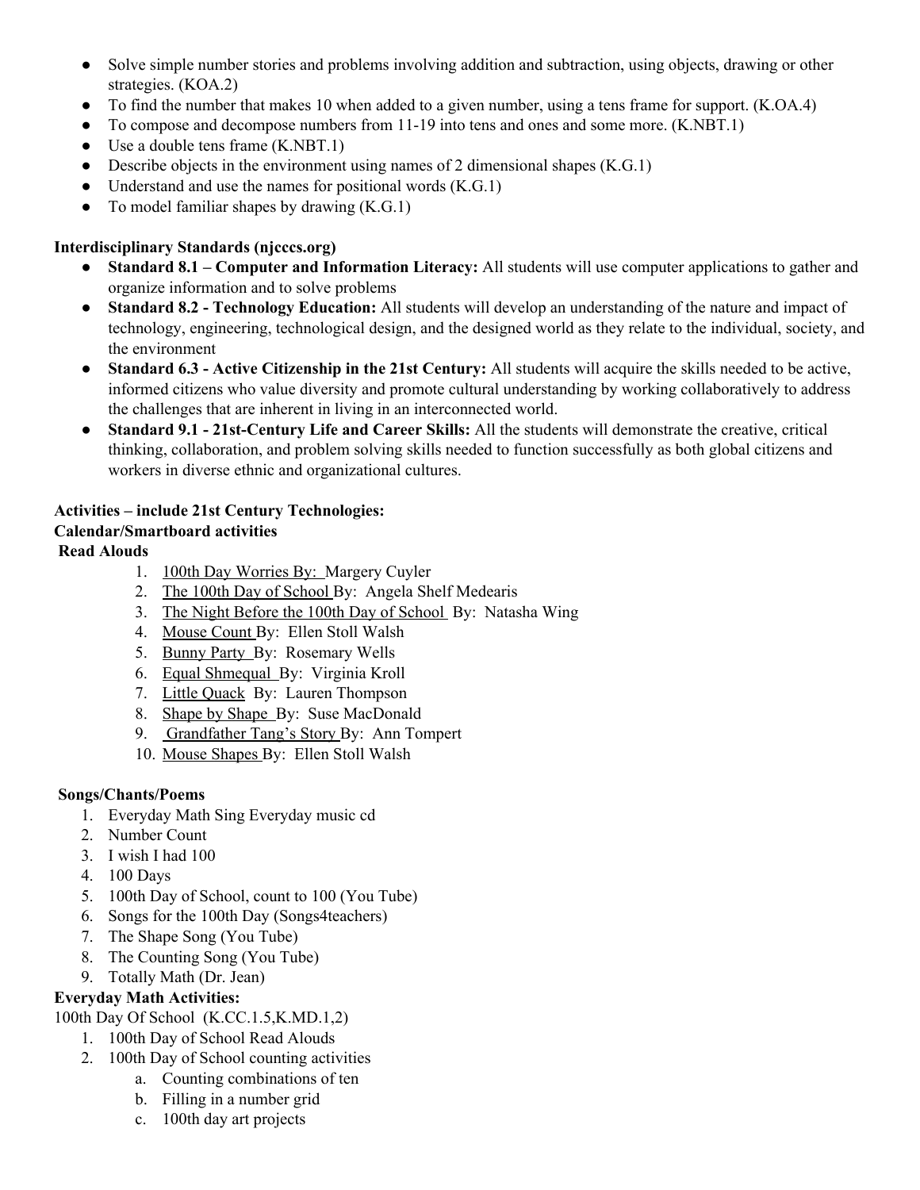- Solve simple number stories and problems involving addition and subtraction, using objects, drawing or other strategies. (KOA.2)
- To find the number that makes 10 when added to a given number, using a tens frame for support. (K.OA.4)
- To compose and decompose numbers from 11-19 into tens and ones and some more. (K.NBT.1)
- Use a double tens frame (K.NBT.1)
- Describe objects in the environment using names of 2 dimensional shapes (K.G.1)
- Understand and use the names for positional words (K.G.1)
- To model familiar shapes by drawing (K.G.1)

**Interdisciplinary Standards (njcccs.org)**

- **Standard 8.1 – Computer and Information Literacy:** All students will use computer applications to gather and organize information and to solve problems
- **Standard 8.2 - Technology Education:** All students will develop an understanding of the nature and impact of technology, engineering, technological design, and the designed world as they relate to the individual, society, and the environment
- **Standard 6.3 - Active Citizenship in the 21st Century:** All students will acquire the skills needed to be active, informed citizens who value diversity and promote cultural understanding by working collaboratively to address the challenges that are inherent in living in an interconnected world.
- **Standard 9.1 - 21st-Century Life and Career Skills:** All the students will demonstrate the creative, critical thinking, collaboration, and problem solving skills needed to function successfully as both global citizens and workers in diverse ethnic and organizational cultures.

**Activities – include 21st Century Technologies:**

**Calendar/Smartboard activities**

**Read Alouds**

1. 100th Day Worries By: Margery Cuyler
2. The 100th Day of School By: Angela Shelf Medearis
3. The Night Before the 100th Day of School By: Natasha Wing
4. Mouse Count By: Ellen Stoll Walsh
5. Bunny Party By: Rosemary Wells
6. Equal Shmequal By: Virginia Kroll
7. Little Quack By: Lauren Thompson
8. Shape by Shape By: Suse MacDonald
9. Grandfather Tang's Story By: Ann Tompert
10. Mouse Shapes By: Ellen Stoll Walsh

**Songs/Chants/Poems**

1. Everyday Math Sing Everyday music cd
2. Number Count
3. I wish I had 100
4. 100 Days
5. 100th Day of School, count to 100 (You Tube)
6. Songs for the 100th Day (Songs4teachers)
7. The Shape Song (You Tube)
8. The Counting Song (You Tube)
9. Totally Math (Dr. Jean)

**Everyday Math Activities:**

100th Day Of School (K.CC.1.5,K.MD.1,2)

1. 100th Day of School Read Alouds
2. 100th Day of School counting activities
   a. Counting combinations of ten
   b. Filling in a number grid
   c. 100th day art projects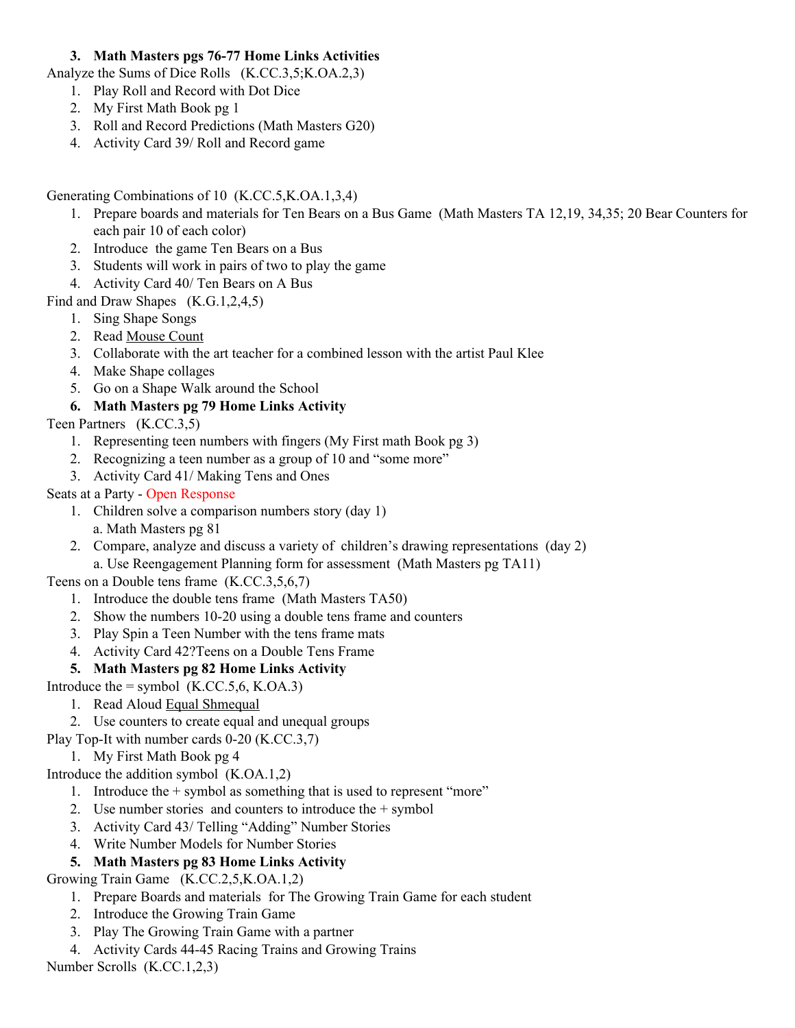3. **Math Masters pgs 76-77 Home Links Activities**

Analyze the Sums of Dice Rolls (K.CC.3,5;K.OA.2,3)

1. Play Roll and Record with Dot Dice
2. My First Math Book pg 1
3. Roll and Record Predictions (Math Masters G20)
4. Activity Card 39/ Roll and Record game

Generating Combinations of 10 (K.CC.5,K.OA.1,3,4)

1. Prepare boards and materials for Ten Bears on a Bus Game (Math Masters TA 12,19, 34,35; 20 Bear Counters for each pair 10 of each color)
2. Introduce the game Ten Bears on a Bus
3. Students will work in pairs of two to play the game
4. Activity Card 40/ Ten Bears on A Bus

Find and Draw Shapes (K.G.1,2,4,5)

1. Sing Shape Songs
2. Read <u>Mouse Count</u>
3. Collaborate with the art teacher for a combined lesson with the artist Paul Klee
4. Make Shape collages
5. Go on a Shape Walk around the School
6. **Math Masters pg 79 Home Links Activity**

Teen Partners (K.CC.3,5)

1. Representing teen numbers with fingers (My First math Book pg 3)
2. Recognizing a teen number as a group of 10 and "some more"
3. Activity Card 41/ Making Tens and Ones

Seats at a Party - Open Response

1. Children solve a comparison numbers story (day 1)
   a. Math Masters pg 81
2. Compare, analyze and discuss a variety of children's drawing representations (day 2)
   a. Use Reengagement Planning form for assessment (Math Masters pg TA11)

Teens on a Double tens frame (K.CC.3,5,6,7)

1. Introduce the double tens frame (Math Masters TA50)
2. Show the numbers 10-20 using a double tens frame and counters
3. Play Spin a Teen Number with the tens frame mats
4. Activity Card 42?Teens on a Double Tens Frame
5. **Math Masters pg 82 Home Links Activity**

Introduce the = symbol (K.CC.5,6, K.OA.3)

1. Read Aloud <u>Equal Shmequal</u>
2. Use counters to create equal and unequal groups

Play Top-It with number cards 0-20 (K.CC.3,7)

1. My First Math Book pg 4

Introduce the addition symbol (K.OA.1,2)

1. Introduce the + symbol as something that is used to represent "more"
2. Use number stories and counters to introduce the + symbol
3. Activity Card 43/ Telling "Adding" Number Stories
4. Write Number Models for Number Stories
5. **Math Masters pg 83 Home Links Activity**

Growing Train Game (K.CC.2,5,K.OA.1,2)

1. Prepare Boards and materials for The Growing Train Game for each student
2. Introduce the Growing Train Game
3. Play The Growing Train Game with a partner
4. Activity Cards 44-45 Racing Trains and Growing Trains

Number Scrolls (K.CC.1,2,3)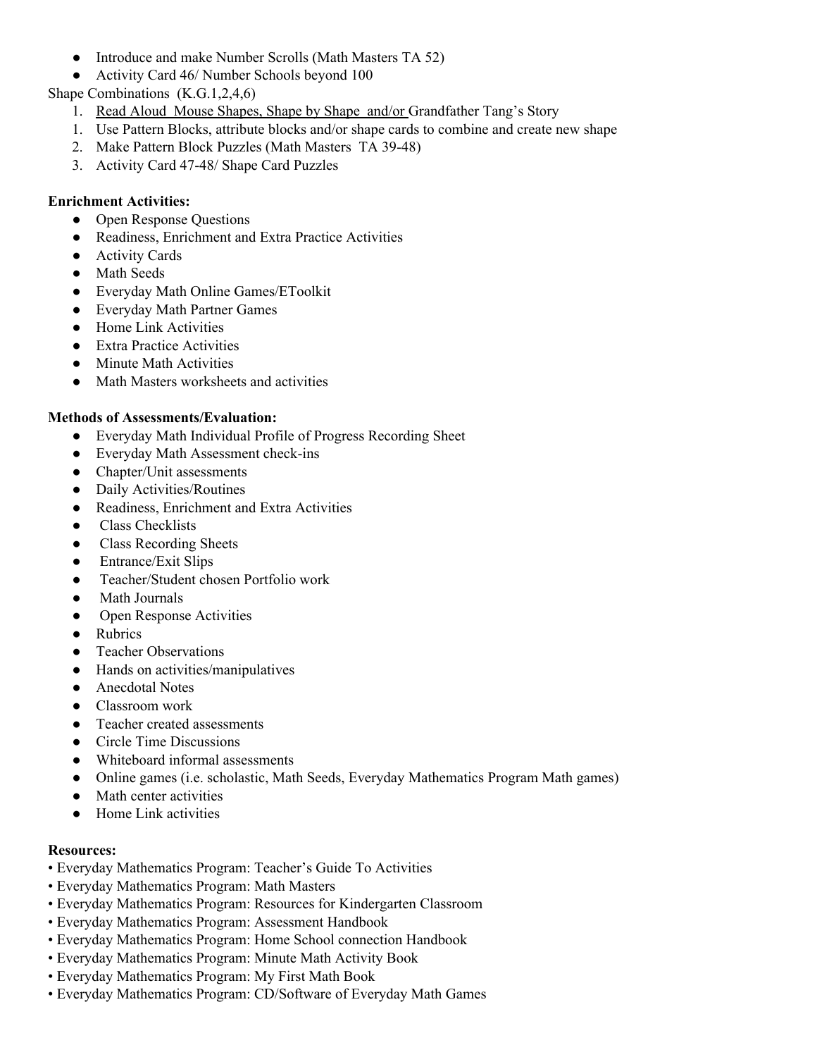- Introduce and make Number Scrolls (Math Masters TA 52)
- Activity Card 46/ Number Schools beyond 100

Shape Combinations (K.G.1,2,4,6)

1. Read Aloud Mouse Shapes, Shape by Shape and/or Grandfather Tang's Story
1. Use Pattern Blocks, attribute blocks and/or shape cards to combine and create new shape
2. Make Pattern Block Puzzles (Math Masters TA 39-48)
3. Activity Card 47-48/ Shape Card Puzzles

**Enrichment Activities:**

- Open Response Questions
- Readiness, Enrichment and Extra Practice Activities
- Activity Cards
- Math Seeds
- Everyday Math Online Games/EToolkit
- Everyday Math Partner Games
- Home Link Activities
- Extra Practice Activities
- Minute Math Activities
- Math Masters worksheets and activities

**Methods of Assessments/Evaluation:**

- Everyday Math Individual Profile of Progress Recording Sheet
- Everyday Math Assessment check-ins
- Chapter/Unit assessments
- Daily Activities/Routines
- Readiness, Enrichment and Extra Activities
- Class Checklists
- Class Recording Sheets
- Entrance/Exit Slips
- Teacher/Student chosen Portfolio work
- Math Journals
- Open Response Activities
- Rubrics
- Teacher Observations
- Hands on activities/manipulatives
- Anecdotal Notes
- Classroom work
- Teacher created assessments
- Circle Time Discussions
- Whiteboard informal assessments
- Online games (i.e. scholastic, Math Seeds, Everyday Mathematics Program Math games)
- Math center activities
- Home Link activities

**Resources:**

- Everyday Mathematics Program: Teacher's Guide To Activities
- Everyday Mathematics Program: Math Masters
- Everyday Mathematics Program: Resources for Kindergarten Classroom
- Everyday Mathematics Program: Assessment Handbook
- Everyday Mathematics Program: Home School connection Handbook
- Everyday Mathematics Program: Minute Math Activity Book
- Everyday Mathematics Program: My First Math Book
- Everyday Mathematics Program: CD/Software of Everyday Math Games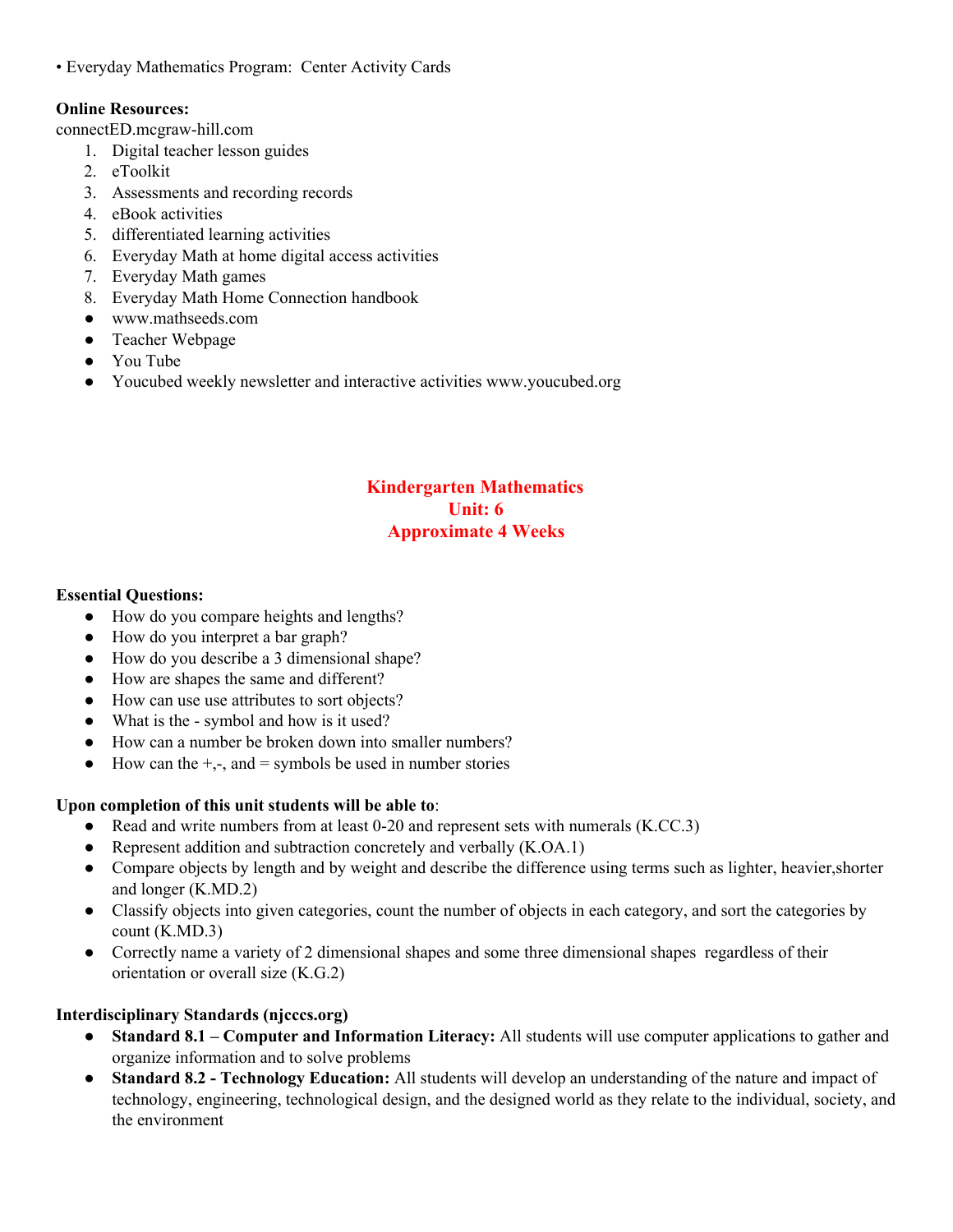• Everyday Mathematics Program:  Center Activity Cards

**Online Resources:**
connectED.mcgraw-hill.com

1. Digital teacher lesson guides
2. eToolkit
3. Assessments and recording records
4. eBook activities
5. differentiated learning activities
6. Everyday Math at home digital access activities
7. Everyday Math games
8. Everyday Math Home Connection handbook

- www.mathseeds.com
- Teacher Webpage
- You Tube
- Youcubed weekly newsletter and interactive activities www.youcubed.org

## Kindergarten Mathematics
## Unit: 6
## Approximate 4 Weeks

**Essential Questions:**

- How do you compare heights and lengths?
- How do you interpret a bar graph?
- How do you describe a 3 dimensional shape?
- How are shapes the same and different?
- How can use use attributes to sort objects?
- What is the - symbol and how is it used?
- How can a number be broken down into smaller numbers?
- How can the +,-, and = symbols be used in number stories

**Upon completion of this unit students will be able to**:

- Read and write numbers from at least 0-20 and represent sets with numerals (K.CC.3)
- Represent addition and subtraction concretely and verbally (K.OA.1)
- Compare objects by length and by weight and describe the difference using terms such as lighter, heavier,shorter and longer (K.MD.2)
- Classify objects into given categories, count the number of objects in each category, and sort the categories by count (K.MD.3)
- Correctly name a variety of 2 dimensional shapes and some three dimensional shapes  regardless of their orientation or overall size (K.G.2)

**Interdisciplinary Standards (njcccs.org)**

- **Standard 8.1 – Computer and Information Literacy:** All students will use computer applications to gather and organize information and to solve problems
- **Standard 8.2 - Technology Education:** All students will develop an understanding of the nature and impact of technology, engineering, technological design, and the designed world as they relate to the individual, society, and the environment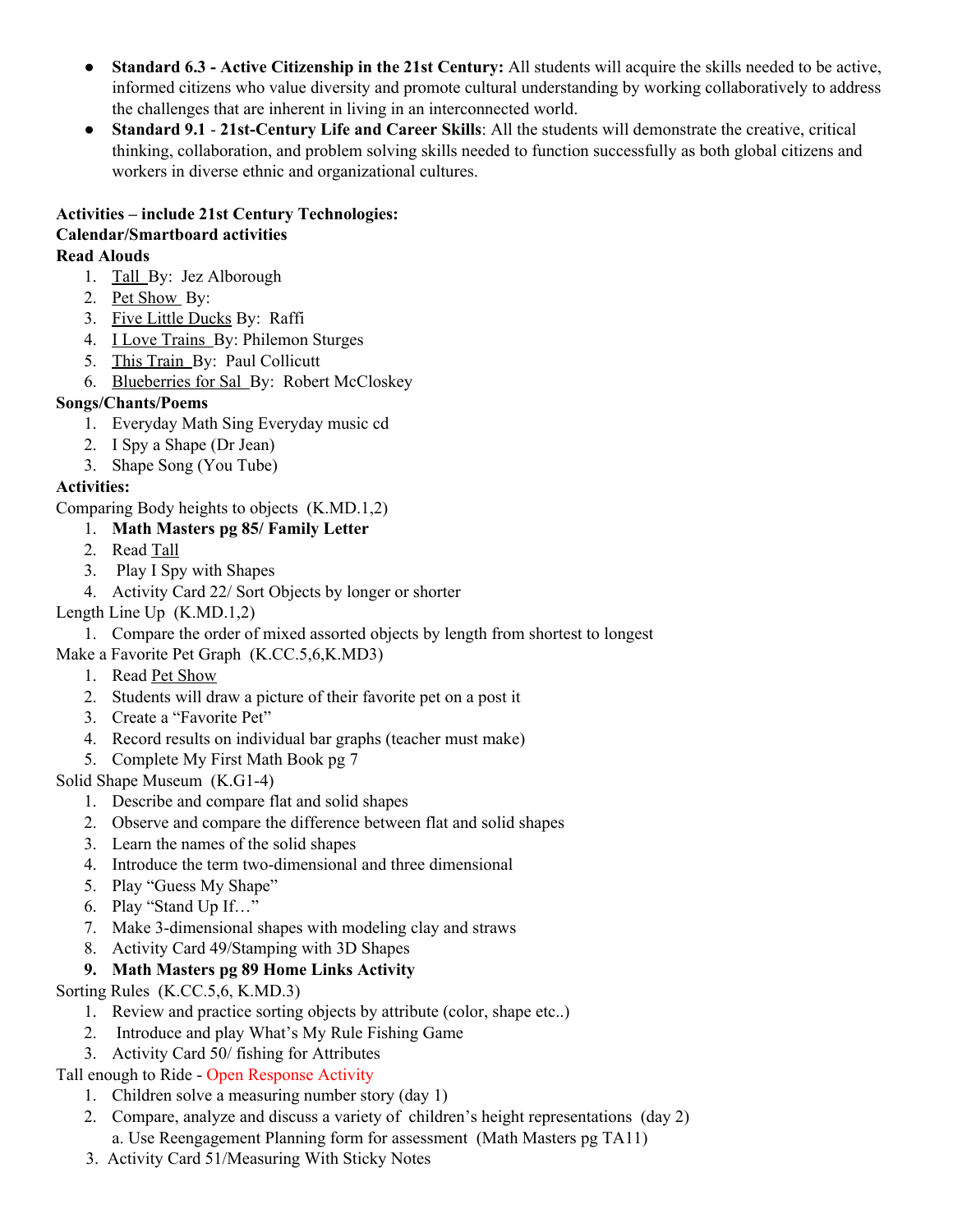- **Standard 6.3 - Active Citizenship in the 21st Century:** All students will acquire the skills needed to be active, informed citizens who value diversity and promote cultural understanding by working collaboratively to address the challenges that are inherent in living in an interconnected world.
- **Standard 9.1** - **21st-Century Life and Career Skills**: All the students will demonstrate the creative, critical thinking, collaboration, and problem solving skills needed to function successfully as both global citizens and workers in diverse ethnic and organizational cultures.

**Activities – include 21st Century Technologies:**
**Calendar/Smartboard activities**
**Read Alouds**

1. Tall By: Jez Alborough
2. Pet Show By:
3. Five Little Ducks By: Raffi
4. I Love Trains By: Philemon Sturges
5. This Train By: Paul Collicutt
6. Blueberries for Sal By: Robert McCloskey

**Songs/Chants/Poems**

1. Everyday Math Sing Everyday music cd
2. I Spy a Shape (Dr Jean)
3. Shape Song (You Tube)

**Activities:**

Comparing Body heights to objects (K.MD.1,2)

1. **Math Masters pg 85/ Family Letter**
2. Read Tall
3. Play I Spy with Shapes
4. Activity Card 22/ Sort Objects by longer or shorter

Length Line Up (K.MD.1,2)

1. Compare the order of mixed assorted objects by length from shortest to longest

Make a Favorite Pet Graph (K.CC.5,6,K.MD3)

1. Read Pet Show
2. Students will draw a picture of their favorite pet on a post it
3. Create a "Favorite Pet"
4. Record results on individual bar graphs (teacher must make)
5. Complete My First Math Book pg 7

Solid Shape Museum (K.G1-4)

1. Describe and compare flat and solid shapes
2. Observe and compare the difference between flat and solid shapes
3. Learn the names of the solid shapes
4. Introduce the term two-dimensional and three dimensional
5. Play "Guess My Shape"
6. Play "Stand Up If…"
7. Make 3-dimensional shapes with modeling clay and straws
8. Activity Card 49/Stamping with 3D Shapes
9. **Math Masters pg 89 Home Links Activity**

Sorting Rules (K.CC.5,6, K.MD.3)

1. Review and practice sorting objects by attribute (color, shape etc..)
2. Introduce and play What's My Rule Fishing Game
3. Activity Card 50/ fishing for Attributes

Tall enough to Ride - Open Response Activity

1. Children solve a measuring number story (day 1)
2. Compare, analyze and discuss a variety of children's height representations (day 2)
   a. Use Reengagement Planning form for assessment (Math Masters pg TA11)
3. Activity Card 51/Measuring With Sticky Notes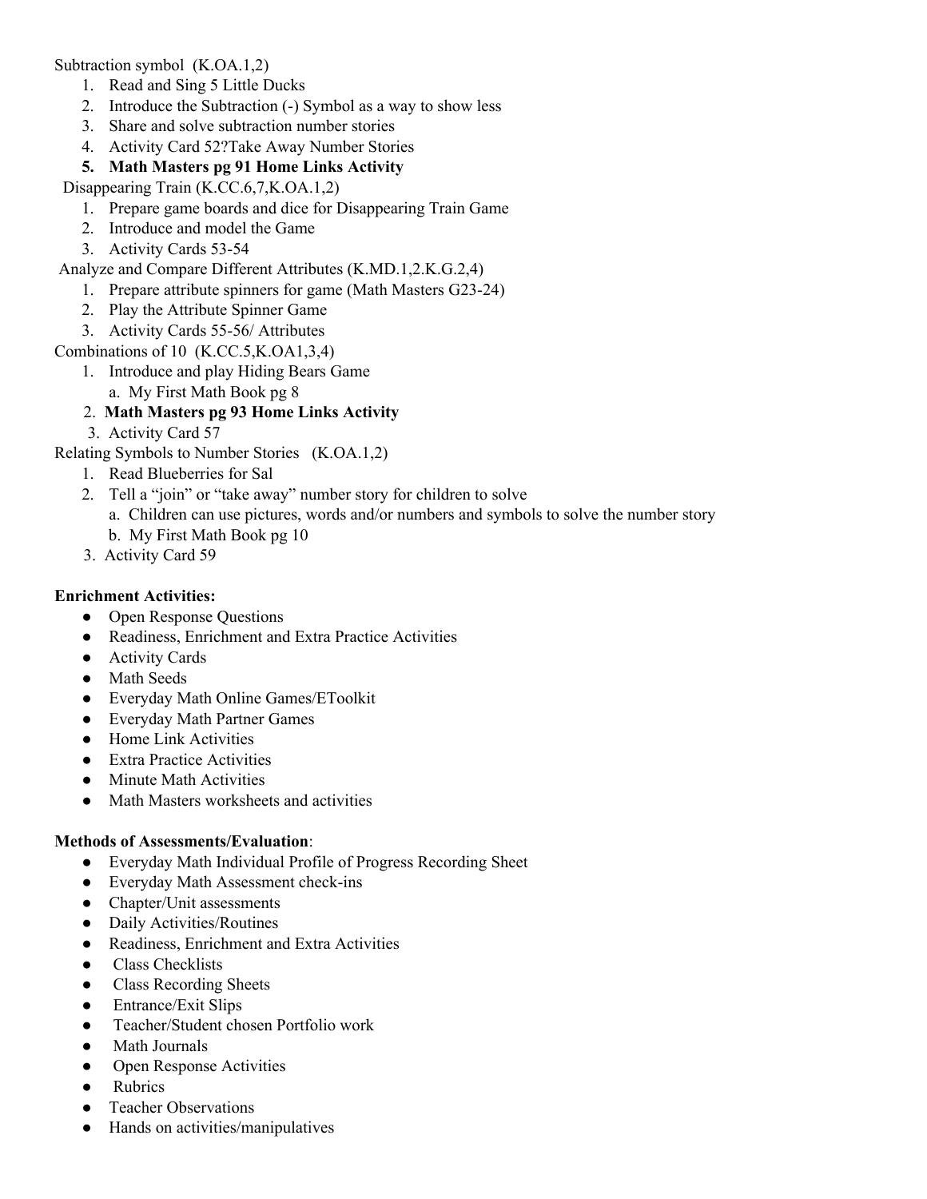Subtraction symbol (K.OA.1,2)

1. Read and Sing 5 Little Ducks
2. Introduce the Subtraction (-) Symbol as a way to show less
3. Share and solve subtraction number stories
4. Activity Card 52?Take Away Number Stories
5. **Math Masters pg 91 Home Links Activity**

Disappearing Train (K.CC.6,7,K.OA.1,2)

1. Prepare game boards and dice for Disappearing Train Game
2. Introduce and model the Game
3. Activity Cards 53-54

Analyze and Compare Different Attributes (K.MD.1,2.K.G.2,4)

1. Prepare attribute spinners for game (Math Masters G23-24)
2. Play the Attribute Spinner Game
3. Activity Cards 55-56/ Attributes

Combinations of 10 (K.CC.5,K.OA1,3,4)

1. Introduce and play Hiding Bears Game
   a. My First Math Book pg 8
2. **Math Masters pg 93 Home Links Activity**
3. Activity Card 57

Relating Symbols to Number Stories (K.OA.1,2)

1. Read Blueberries for Sal
2. Tell a "join" or "take away" number story for children to solve
   a. Children can use pictures, words and/or numbers and symbols to solve the number story
   b. My First Math Book pg 10
3. Activity Card 59

**Enrichment Activities:**

- Open Response Questions
- Readiness, Enrichment and Extra Practice Activities
- Activity Cards
- Math Seeds
- Everyday Math Online Games/EToolkit
- Everyday Math Partner Games
- Home Link Activities
- Extra Practice Activities
- Minute Math Activities
- Math Masters worksheets and activities

**Methods of Assessments/Evaluation**:

- Everyday Math Individual Profile of Progress Recording Sheet
- Everyday Math Assessment check-ins
- Chapter/Unit assessments
- Daily Activities/Routines
- Readiness, Enrichment and Extra Activities
- Class Checklists
- Class Recording Sheets
- Entrance/Exit Slips
- Teacher/Student chosen Portfolio work
- Math Journals
- Open Response Activities
- Rubrics
- Teacher Observations
- Hands on activities/manipulatives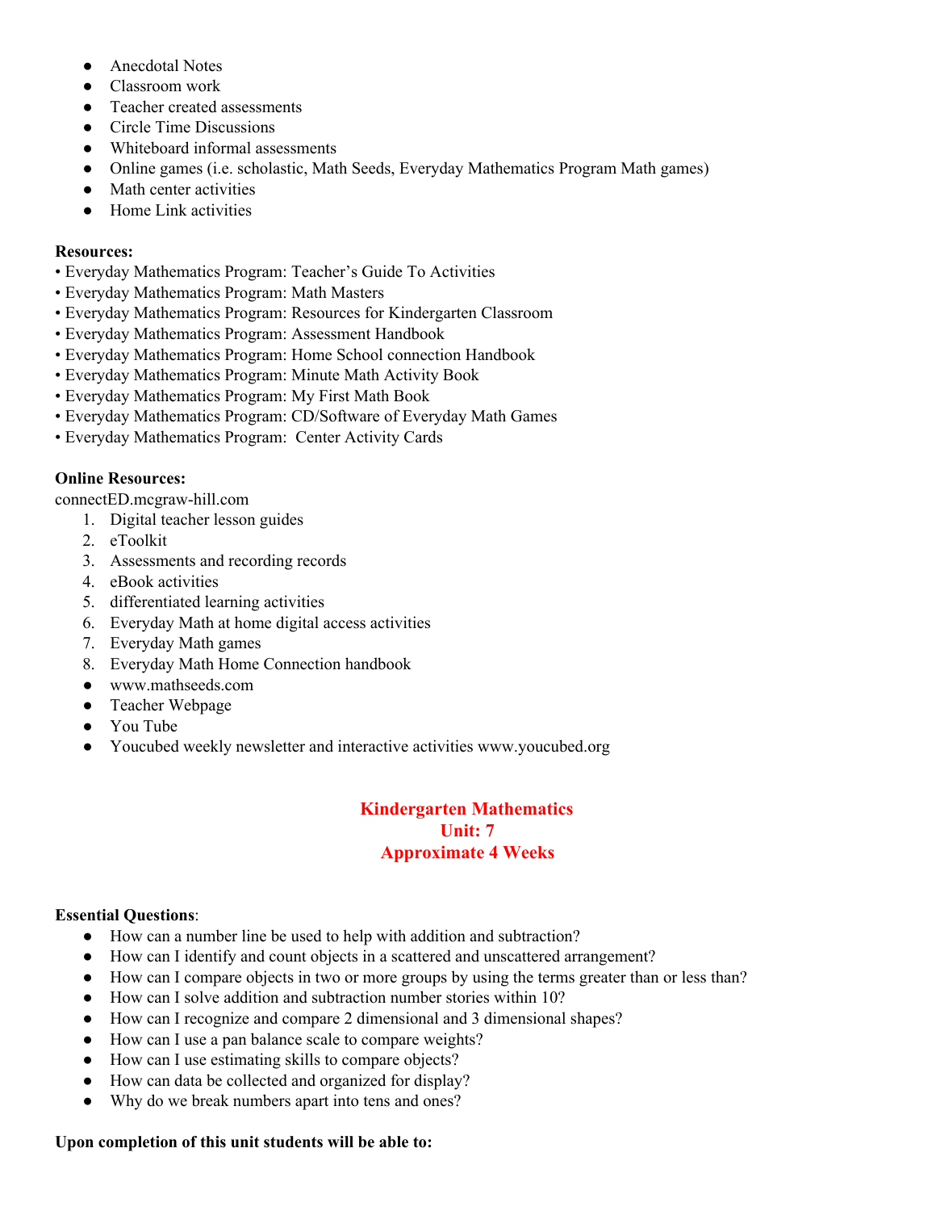- Anecdotal Notes
- Classroom work
- Teacher created assessments
- Circle Time Discussions
- Whiteboard informal assessments
- Online games (i.e. scholastic, Math Seeds, Everyday Mathematics Program Math games)
- Math center activities
- Home Link activities

**Resources:**

• Everyday Mathematics Program: Teacher's Guide To Activities
• Everyday Mathematics Program: Math Masters
• Everyday Mathematics Program: Resources for Kindergarten Classroom
• Everyday Mathematics Program: Assessment Handbook
• Everyday Mathematics Program: Home School connection Handbook
• Everyday Mathematics Program: Minute Math Activity Book
• Everyday Mathematics Program: My First Math Book
• Everyday Mathematics Program: CD/Software of Everyday Math Games
• Everyday Mathematics Program: Center Activity Cards

**Online Resources:**

connectED.mcgraw-hill.com

1. Digital teacher lesson guides
2. eToolkit
3. Assessments and recording records
4. eBook activities
5. differentiated learning activities
6. Everyday Math at home digital access activities
7. Everyday Math games
8. Everyday Math Home Connection handbook

- www.mathseeds.com
- Teacher Webpage
- You Tube
- Youcubed weekly newsletter and interactive activities www.youcubed.org

## Kindergarten Mathematics
## Unit: 7
## Approximate 4 Weeks

**Essential Questions**:

- How can a number line be used to help with addition and subtraction?
- How can I identify and count objects in a scattered and unscattered arrangement?
- How can I compare objects in two or more groups by using the terms greater than or less than?
- How can I solve addition and subtraction number stories within 10?
- How can I recognize and compare 2 dimensional and 3 dimensional shapes?
- How can I use a pan balance scale to compare weights?
- How can I use estimating skills to compare objects?
- How can data be collected and organized for display?
- Why do we break numbers apart into tens and ones?

**Upon completion of this unit students will be able to:**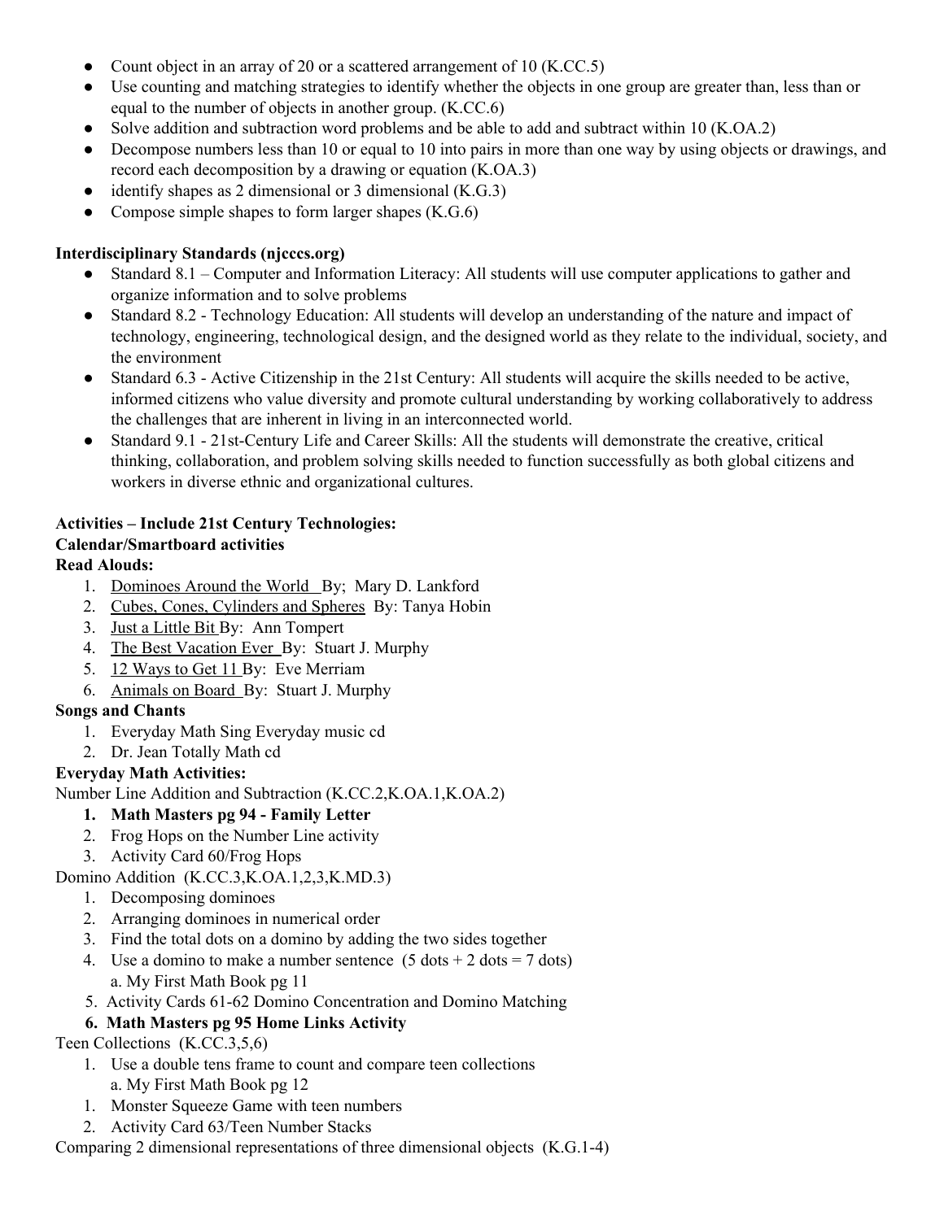- Count object in an array of 20 or a scattered arrangement of 10 (K.CC.5)
- Use counting and matching strategies to identify whether the objects in one group are greater than, less than or equal to the number of objects in another group. (K.CC.6)
- Solve addition and subtraction word problems and be able to add and subtract within 10 (K.OA.2)
- Decompose numbers less than 10 or equal to 10 into pairs in more than one way by using objects or drawings, and record each decomposition by a drawing or equation (K.OA.3)
- identify shapes as 2 dimensional or 3 dimensional (K.G.3)
- Compose simple shapes to form larger shapes (K.G.6)

**Interdisciplinary Standards (njcccs.org)**

- Standard 8.1 – Computer and Information Literacy: All students will use computer applications to gather and organize information and to solve problems
- Standard 8.2 - Technology Education: All students will develop an understanding of the nature and impact of technology, engineering, technological design, and the designed world as they relate to the individual, society, and the environment
- Standard 6.3 - Active Citizenship in the 21st Century: All students will acquire the skills needed to be active, informed citizens who value diversity and promote cultural understanding by working collaboratively to address the challenges that are inherent in living in an interconnected world.
- Standard 9.1 - 21st-Century Life and Career Skills: All the students will demonstrate the creative, critical thinking, collaboration, and problem solving skills needed to function successfully as both global citizens and workers in diverse ethnic and organizational cultures.

**Activities – Include 21st Century Technologies:**

**Calendar/Smartboard activities**

**Read Alouds:**

1. Dominoes Around the World By; Mary D. Lankford
2. Cubes, Cones, Cylinders and Spheres By: Tanya Hobin
3. Just a Little Bit By: Ann Tompert
4. The Best Vacation Ever By: Stuart J. Murphy
5. 12 Ways to Get 11 By: Eve Merriam
6. Animals on Board By: Stuart J. Murphy

**Songs and Chants**

1. Everyday Math Sing Everyday music cd
2. Dr. Jean Totally Math cd

**Everyday Math Activities:**

Number Line Addition and Subtraction (K.CC.2,K.OA.1,K.OA.2)

1. **Math Masters pg 94 - Family Letter**
2. Frog Hops on the Number Line activity
3. Activity Card 60/Frog Hops

Domino Addition (K.CC.3,K.OA.1,2,3,K.MD.3)

1. Decomposing dominoes
2. Arranging dominoes in numerical order
3. Find the total dots on a domino by adding the two sides together
4. Use a domino to make a number sentence (5 dots + 2 dots = 7 dots)
   a. My First Math Book pg 11
5. Activity Cards 61-62 Domino Concentration and Domino Matching
6. **Math Masters pg 95 Home Links Activity**

Teen Collections (K.CC.3,5,6)

1. Use a double tens frame to count and compare teen collections
   a. My First Math Book pg 12
1. Monster Squeeze Game with teen numbers
2. Activity Card 63/Teen Number Stacks

Comparing 2 dimensional representations of three dimensional objects (K.G.1-4)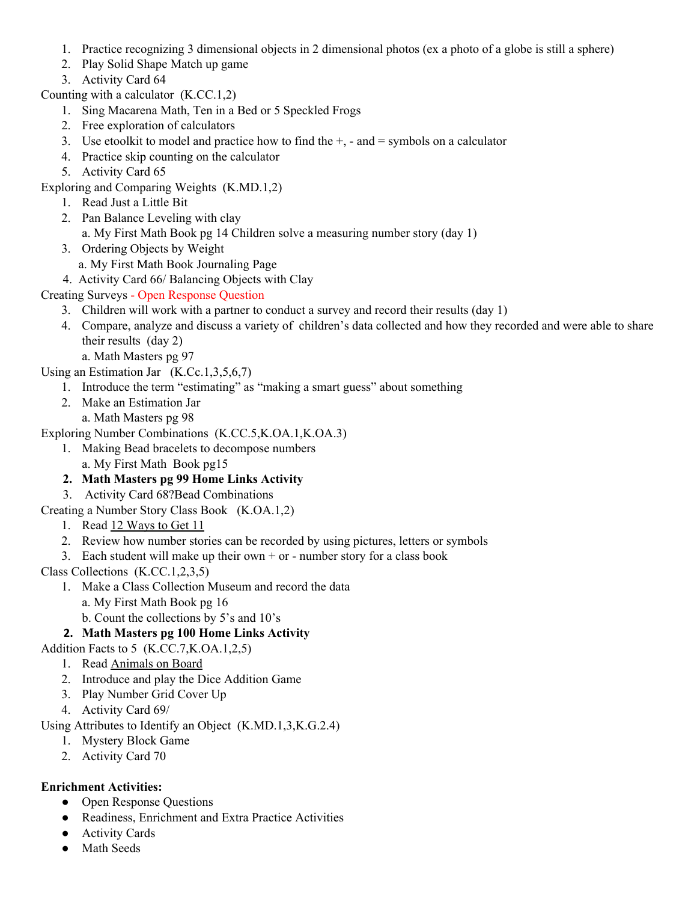1. Practice recognizing 3 dimensional objects in 2 dimensional photos (ex a photo of a globe is still a sphere)
2. Play Solid Shape Match up game
3. Activity Card 64

Counting with a calculator (K.CC.1,2)

1. Sing Macarena Math, Ten in a Bed or 5 Speckled Frogs
2. Free exploration of calculators
3. Use etoolkit to model and practice how to find the +, - and = symbols on a calculator
4. Practice skip counting on the calculator
5. Activity Card 65

Exploring and Comparing Weights (K.MD.1,2)

1. Read Just a Little Bit
2. Pan Balance Leveling with clay
   a. My First Math Book pg 14 Children solve a measuring number story (day 1)
3. Ordering Objects by Weight
   a. My First Math Book Journaling Page
4. Activity Card 66/ Balancing Objects with Clay

Creating Surveys - Open Response Question

3. Children will work with a partner to conduct a survey and record their results (day 1)
4. Compare, analyze and discuss a variety of children's data collected and how they recorded and were able to share their results (day 2)
   a. Math Masters pg 97

Using an Estimation Jar (K.Cc.1,3,5,6,7)

1. Introduce the term "estimating" as "making a smart guess" about something
2. Make an Estimation Jar
   a. Math Masters pg 98

Exploring Number Combinations (K.CC.5,K.OA.1,K.OA.3)

1. Making Bead bracelets to decompose numbers
   a. My First Math Book pg15
2. **Math Masters pg 99 Home Links Activity**
3. Activity Card 68?Bead Combinations

Creating a Number Story Class Book (K.OA.1,2)

1. Read <u>12 Ways to Get 11</u>
2. Review how number stories can be recorded by using pictures, letters or symbols
3. Each student will make up their own + or - number story for a class book

Class Collections (K.CC.1,2,3,5)

1. Make a Class Collection Museum and record the data
   a. My First Math Book pg 16
   b. Count the collections by 5's and 10's
2. **Math Masters pg 100 Home Links Activity**

Addition Facts to 5 (K.CC.7,K.OA.1,2,5)

1. Read <u>Animals on Board</u>
2. Introduce and play the Dice Addition Game
3. Play Number Grid Cover Up
4. Activity Card 69/

Using Attributes to Identify an Object (K.MD.1,3,K.G.2.4)

1. Mystery Block Game
2. Activity Card 70

**Enrichment Activities:**

- Open Response Questions
- Readiness, Enrichment and Extra Practice Activities
- Activity Cards
- Math Seeds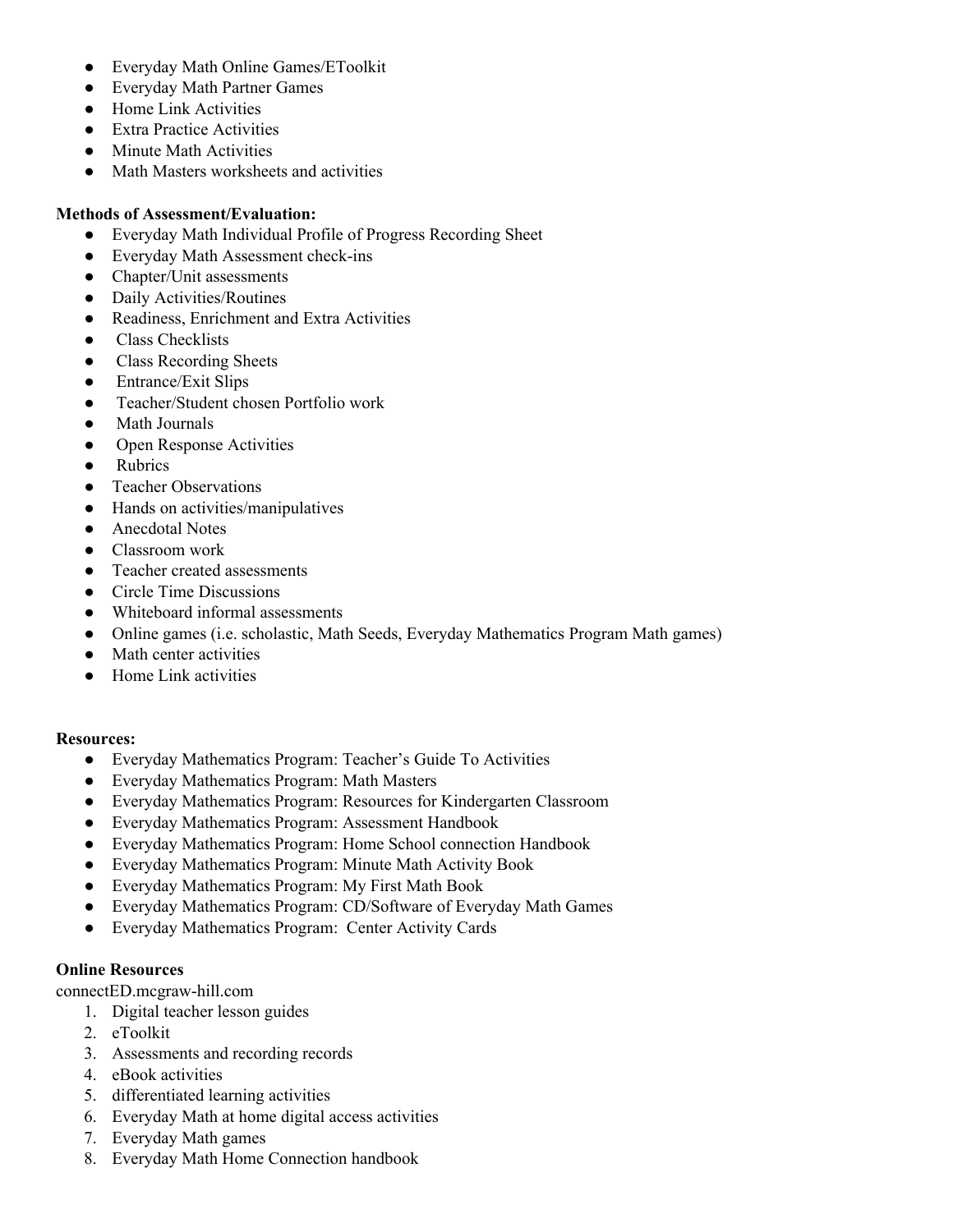- Everyday Math Online Games/EToolkit
- Everyday Math Partner Games
- Home Link Activities
- Extra Practice Activities
- Minute Math Activities
- Math Masters worksheets and activities

**Methods of Assessment/Evaluation:**

- Everyday Math Individual Profile of Progress Recording Sheet
- Everyday Math Assessment check-ins
- Chapter/Unit assessments
- Daily Activities/Routines
- Readiness, Enrichment and Extra Activities
- Class Checklists
- Class Recording Sheets
- Entrance/Exit Slips
- Teacher/Student chosen Portfolio work
- Math Journals
- Open Response Activities
- Rubrics
- Teacher Observations
- Hands on activities/manipulatives
- Anecdotal Notes
- Classroom work
- Teacher created assessments
- Circle Time Discussions
- Whiteboard informal assessments
- Online games (i.e. scholastic, Math Seeds, Everyday Mathematics Program Math games)
- Math center activities
- Home Link activities

**Resources:**

- Everyday Mathematics Program: Teacher's Guide To Activities
- Everyday Mathematics Program: Math Masters
- Everyday Mathematics Program: Resources for Kindergarten Classroom
- Everyday Mathematics Program: Assessment Handbook
- Everyday Mathematics Program: Home School connection Handbook
- Everyday Mathematics Program: Minute Math Activity Book
- Everyday Mathematics Program: My First Math Book
- Everyday Mathematics Program: CD/Software of Everyday Math Games
- Everyday Mathematics Program: Center Activity Cards

**Online Resources**

connectED.mcgraw-hill.com

1. Digital teacher lesson guides
2. eToolkit
3. Assessments and recording records
4. eBook activities
5. differentiated learning activities
6. Everyday Math at home digital access activities
7. Everyday Math games
8. Everyday Math Home Connection handbook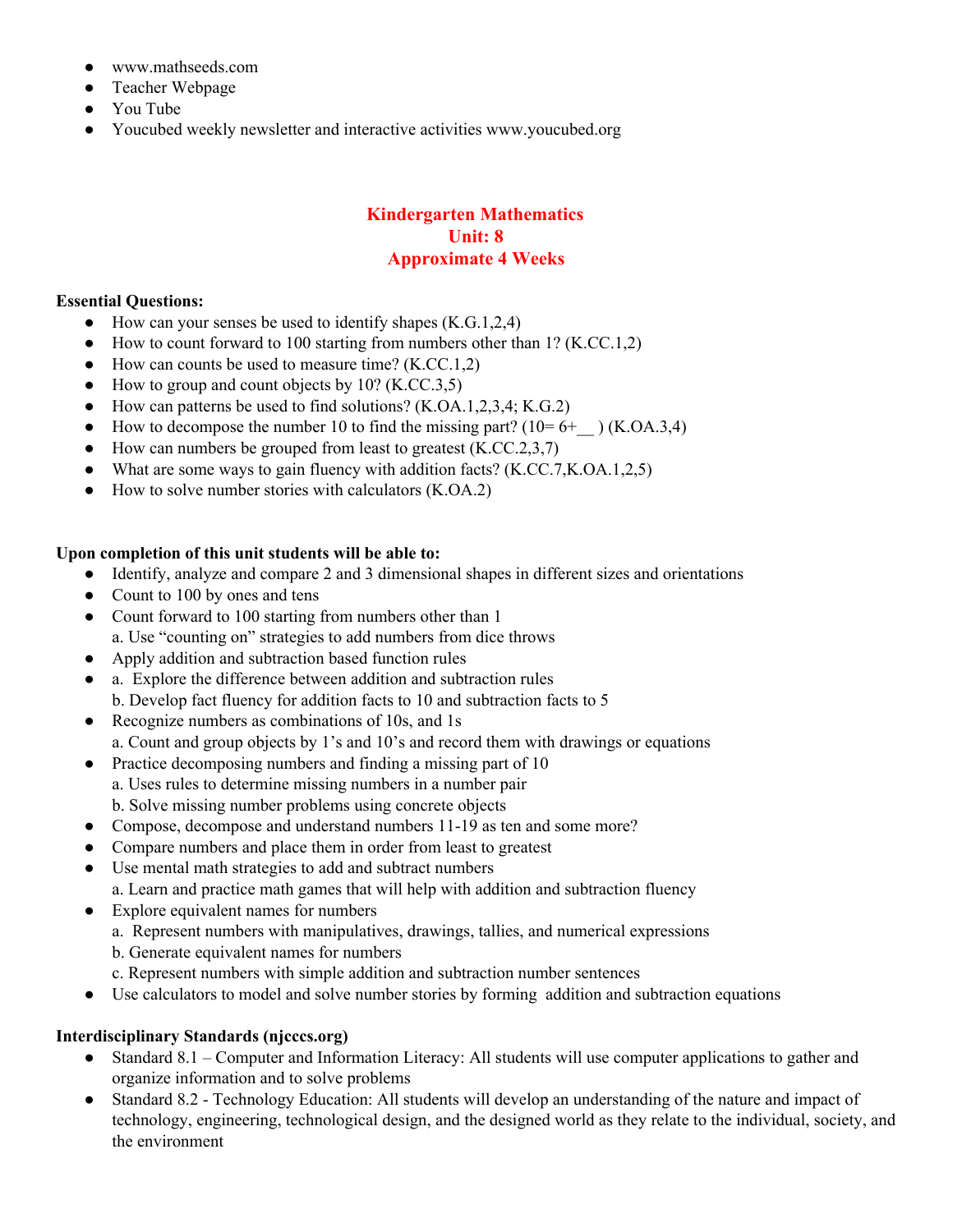- www.mathseeds.com
- Teacher Webpage
- You Tube
- Youcubed weekly newsletter and interactive activities www.youcubed.org

# Kindergarten Mathematics
## Unit: 8
## Approximate 4 Weeks

**Essential Questions:**

- How can your senses be used to identify shapes (K.G.1,2,4)
- How to count forward to 100 starting from numbers other than 1? (K.CC.1,2)
- How can counts be used to measure time? (K.CC.1,2)
- How to group and count objects by 10? (K.CC.3,5)
- How can patterns be used to find solutions? (K.OA.1,2,3,4; K.G.2)
- How to decompose the number 10 to find the missing part? (10= 6+__ ) (K.OA.3,4)
- How can numbers be grouped from least to greatest (K.CC.2,3,7)
- What are some ways to gain fluency with addition facts? (K.CC.7,K.OA.1,2,5)
- How to solve number stories with calculators (K.OA.2)

**Upon completion of this unit students will be able to:**

- Identify, analyze and compare 2 and 3 dimensional shapes in different sizes and orientations
- Count to 100 by ones and tens
- Count forward to 100 starting from numbers other than 1
  a. Use "counting on" strategies to add numbers from dice throws
- Apply addition and subtraction based function rules
- a. Explore the difference between addition and subtraction rules
  b. Develop fact fluency for addition facts to 10 and subtraction facts to 5
- Recognize numbers as combinations of 10s, and 1s
  a. Count and group objects by 1's and 10's and record them with drawings or equations
- Practice decomposing numbers and finding a missing part of 10
  a. Uses rules to determine missing numbers in a number pair
  b. Solve missing number problems using concrete objects
- Compose, decompose and understand numbers 11-19 as ten and some more?
- Compare numbers and place them in order from least to greatest
- Use mental math strategies to add and subtract numbers
  a. Learn and practice math games that will help with addition and subtraction fluency
- Explore equivalent names for numbers
  a. Represent numbers with manipulatives, drawings, tallies, and numerical expressions
  b. Generate equivalent names for numbers
  c. Represent numbers with simple addition and subtraction number sentences
- Use calculators to model and solve number stories by forming addition and subtraction equations

**Interdisciplinary Standards (njcccs.org)**

- Standard 8.1 – Computer and Information Literacy: All students will use computer applications to gather and organize information and to solve problems
- Standard 8.2 - Technology Education: All students will develop an understanding of the nature and impact of technology, engineering, technological design, and the designed world as they relate to the individual, society, and the environment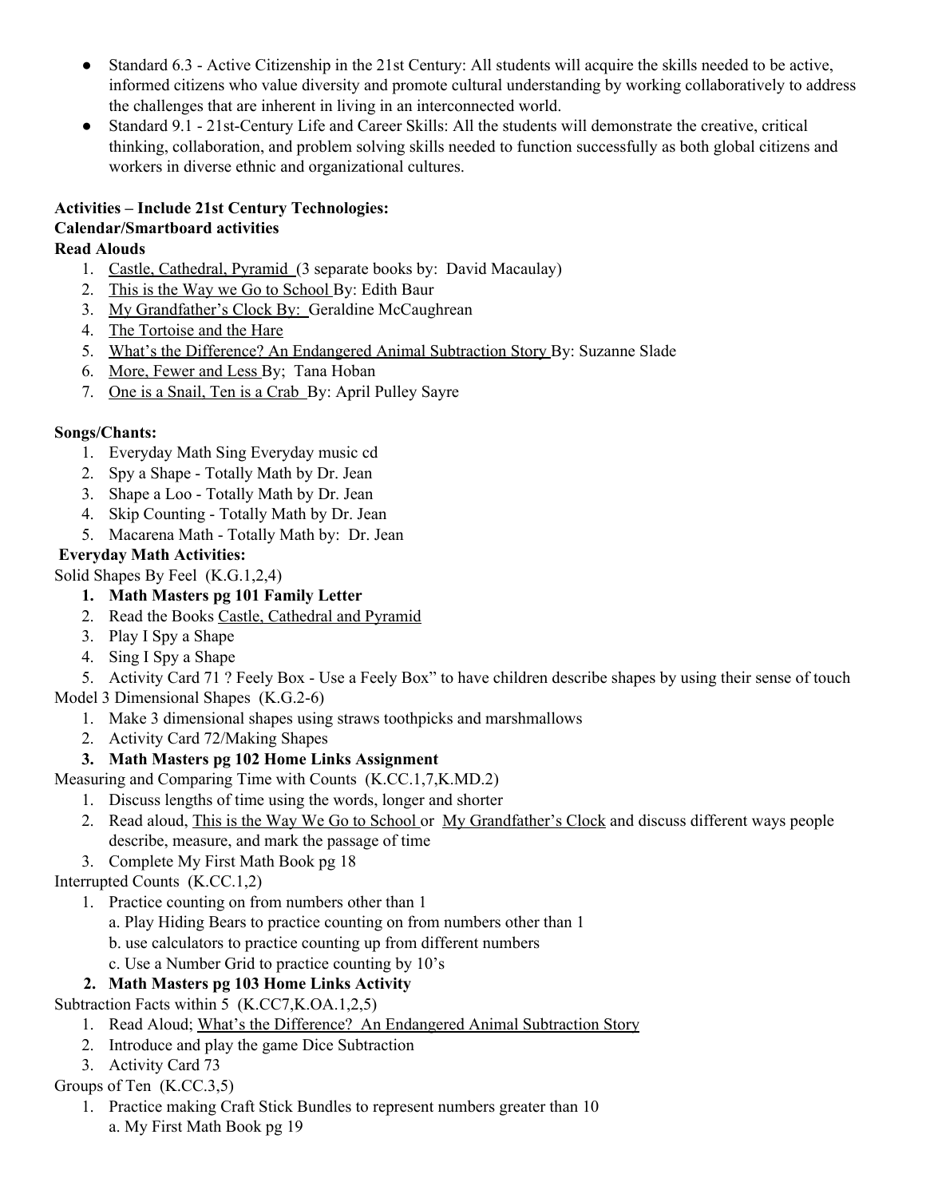- Standard 6.3 - Active Citizenship in the 21st Century: All students will acquire the skills needed to be active, informed citizens who value diversity and promote cultural understanding by working collaboratively to address the challenges that are inherent in living in an interconnected world.
- Standard 9.1 - 21st-Century Life and Career Skills: All the students will demonstrate the creative, critical thinking, collaboration, and problem solving skills needed to function successfully as both global citizens and workers in diverse ethnic and organizational cultures.

**Activities – Include 21st Century Technologies:**

**Calendar/Smartboard activities**

**Read Alouds**

1. Castle, Cathedral, Pyramid (3 separate books by: David Macaulay)
2. This is the Way we Go to School By: Edith Baur
3. My Grandfather's Clock By: Geraldine McCaughrean
4. The Tortoise and the Hare
5. What's the Difference? An Endangered Animal Subtraction Story By: Suzanne Slade
6. More, Fewer and Less By; Tana Hoban
7. One is a Snail, Ten is a Crab By: April Pulley Sayre

**Songs/Chants:**

1. Everyday Math Sing Everyday music cd
2. Spy a Shape - Totally Math by Dr. Jean
3. Shape a Loo - Totally Math by Dr. Jean
4. Skip Counting - Totally Math by Dr. Jean
5. Macarena Math - Totally Math by: Dr. Jean

**Everyday Math Activities:**

Solid Shapes By Feel (K.G.1,2,4)

1. **Math Masters pg 101 Family Letter**
2. Read the Books Castle, Cathedral and Pyramid
3. Play I Spy a Shape
4. Sing I Spy a Shape
5. Activity Card 71 ? Feely Box - Use a Feely Box" to have children describe shapes by using their sense of touch

Model 3 Dimensional Shapes (K.G.2-6)

1. Make 3 dimensional shapes using straws toothpicks and marshmallows
2. Activity Card 72/Making Shapes
3. **Math Masters pg 102 Home Links Assignment**

Measuring and Comparing Time with Counts (K.CC.1,7,K.MD.2)

1. Discuss lengths of time using the words, longer and shorter
2. Read aloud, This is the Way We Go to School or My Grandfather's Clock and discuss different ways people describe, measure, and mark the passage of time
3. Complete My First Math Book pg 18

Interrupted Counts (K.CC.1,2)

1. Practice counting on from numbers other than 1
   a. Play Hiding Bears to practice counting on from numbers other than 1
   b. use calculators to practice counting up from different numbers
   c. Use a Number Grid to practice counting by 10's
2. **Math Masters pg 103 Home Links Activity**

Subtraction Facts within 5 (K.CC7,K.OA.1,2,5)

1. Read Aloud; What's the Difference? An Endangered Animal Subtraction Story
2. Introduce and play the game Dice Subtraction
3. Activity Card 73

Groups of Ten (K.CC.3,5)

1. Practice making Craft Stick Bundles to represent numbers greater than 10
   a. My First Math Book pg 19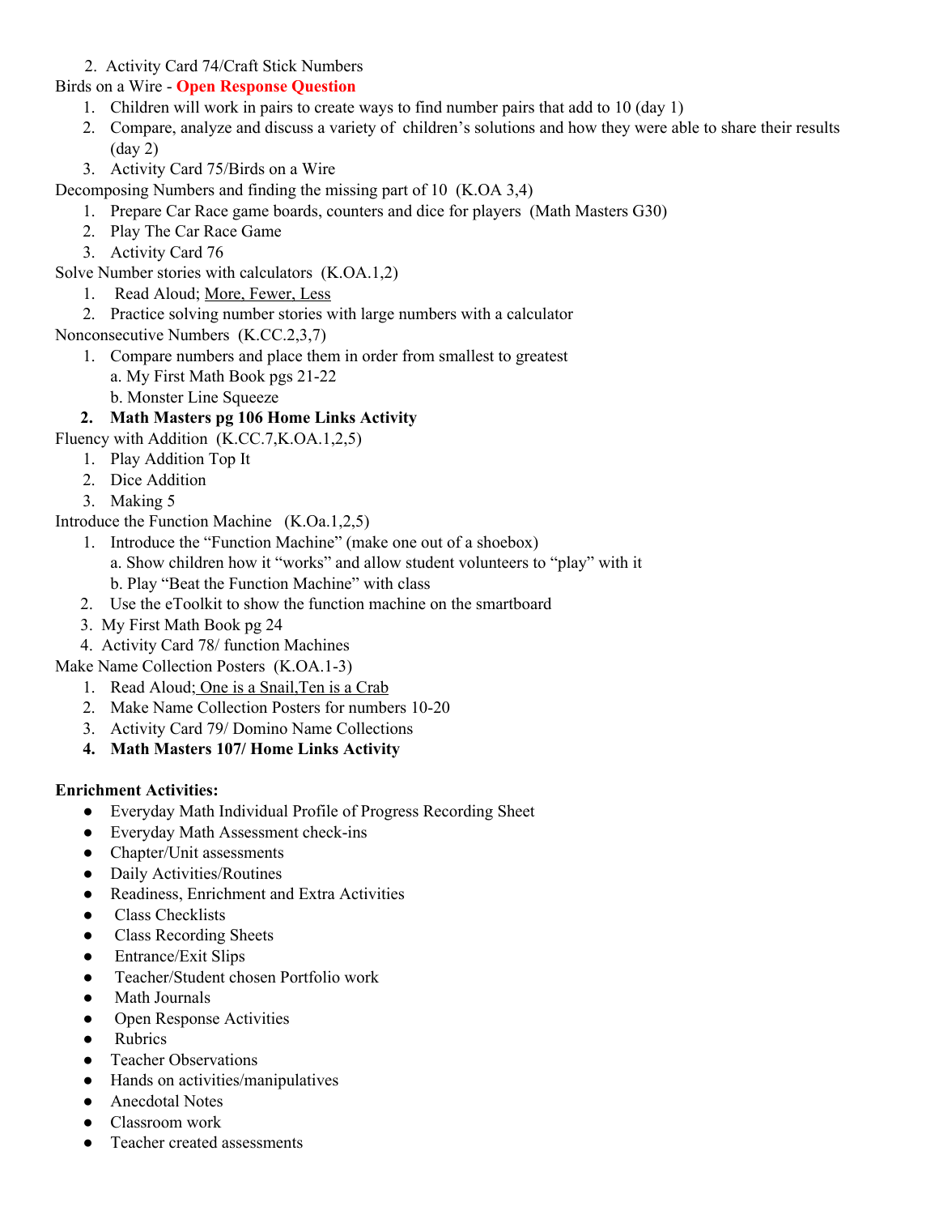2. Activity Card 74/Craft Stick Numbers

Birds on a Wire - **Open Response Question**

1. Children will work in pairs to create ways to find number pairs that add to 10 (day 1)
2. Compare, analyze and discuss a variety of children's solutions and how they were able to share their results (day 2)
3. Activity Card 75/Birds on a Wire

Decomposing Numbers and finding the missing part of 10 (K.OA 3,4)

1. Prepare Car Race game boards, counters and dice for players (Math Masters G30)
2. Play The Car Race Game
3. Activity Card 76

Solve Number stories with calculators (K.OA.1,2)

1. Read Aloud; More, Fewer, Less
2. Practice solving number stories with large numbers with a calculator

Nonconsecutive Numbers (K.CC.2,3,7)

1. Compare numbers and place them in order from smallest to greatest
   a. My First Math Book pgs 21-22
   b. Monster Line Squeeze
2. **Math Masters pg 106 Home Links Activity**

Fluency with Addition (K.CC.7,K.OA.1,2,5)

1. Play Addition Top It
2. Dice Addition
3. Making 5

Introduce the Function Machine (K.Oa.1,2,5)

1. Introduce the "Function Machine" (make one out of a shoebox)
   a. Show children how it "works" and allow student volunteers to "play" with it
   b. Play "Beat the Function Machine" with class
2. Use the eToolkit to show the function machine on the smartboard
3. My First Math Book pg 24
4. Activity Card 78/ function Machines

Make Name Collection Posters (K.OA.1-3)

1. Read Aloud; One is a Snail,Ten is a Crab
2. Make Name Collection Posters for numbers 10-20
3. Activity Card 79/ Domino Name Collections
4. **Math Masters 107/ Home Links Activity**

**Enrichment Activities:**

- Everyday Math Individual Profile of Progress Recording Sheet
- Everyday Math Assessment check-ins
- Chapter/Unit assessments
- Daily Activities/Routines
- Readiness, Enrichment and Extra Activities
- Class Checklists
- Class Recording Sheets
- Entrance/Exit Slips
- Teacher/Student chosen Portfolio work
- Math Journals
- Open Response Activities
- Rubrics
- Teacher Observations
- Hands on activities/manipulatives
- Anecdotal Notes
- Classroom work
- Teacher created assessments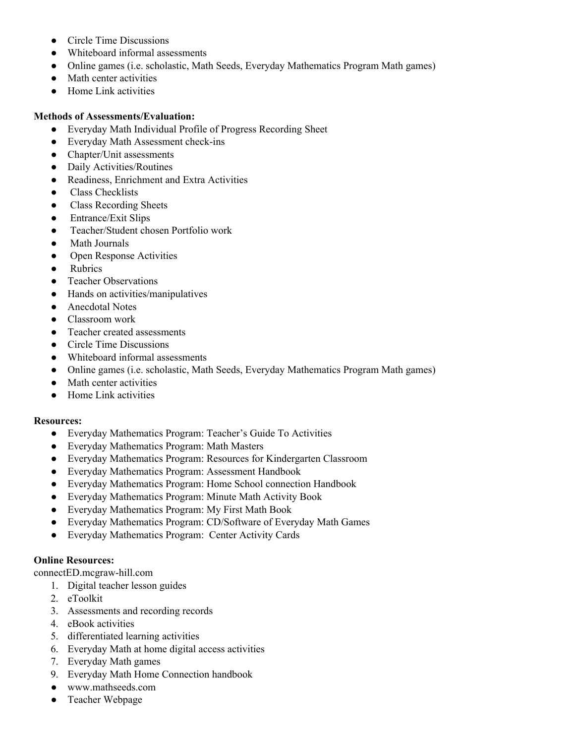- Circle Time Discussions
- Whiteboard informal assessments
- Online games (i.e. scholastic, Math Seeds, Everyday Mathematics Program Math games)
- Math center activities
- Home Link activities

**Methods of Assessments/Evaluation:**

- Everyday Math Individual Profile of Progress Recording Sheet
- Everyday Math Assessment check-ins
- Chapter/Unit assessments
- Daily Activities/Routines
- Readiness, Enrichment and Extra Activities
- Class Checklists
- Class Recording Sheets
- Entrance/Exit Slips
- Teacher/Student chosen Portfolio work
- Math Journals
- Open Response Activities
- Rubrics
- Teacher Observations
- Hands on activities/manipulatives
- Anecdotal Notes
- Classroom work
- Teacher created assessments
- Circle Time Discussions
- Whiteboard informal assessments
- Online games (i.e. scholastic, Math Seeds, Everyday Mathematics Program Math games)
- Math center activities
- Home Link activities

**Resources:**

- Everyday Mathematics Program: Teacher's Guide To Activities
- Everyday Mathematics Program: Math Masters
- Everyday Mathematics Program: Resources for Kindergarten Classroom
- Everyday Mathematics Program: Assessment Handbook
- Everyday Mathematics Program: Home School connection Handbook
- Everyday Mathematics Program: Minute Math Activity Book
- Everyday Mathematics Program: My First Math Book
- Everyday Mathematics Program: CD/Software of Everyday Math Games
- Everyday Mathematics Program: Center Activity Cards

**Online Resources:**

connectED.mcgraw-hill.com

1. Digital teacher lesson guides
2. eToolkit
3. Assessments and recording records
4. eBook activities
5. differentiated learning activities
6. Everyday Math at home digital access activities
7. Everyday Math games
9. Everyday Math Home Connection handbook

- www.mathseeds.com
- Teacher Webpage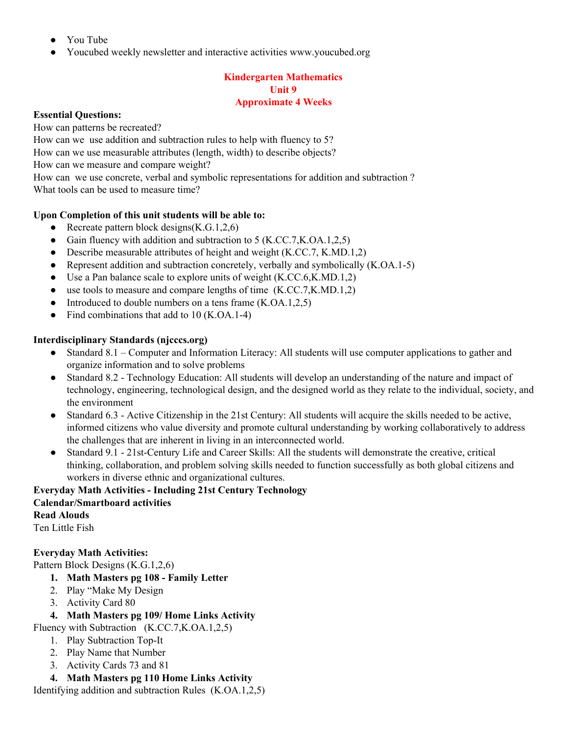- You Tube
- Youcubed weekly newsletter and interactive activities www.youcubed.org

## Kindergarten Mathematics
## Unit 9
## Approximate 4 Weeks

**Essential Questions:**

How can patterns be recreated?
How can we use addition and subtraction rules to help with fluency to 5?
How can we use measurable attributes (length, width) to describe objects?
How can we measure and compare weight?
How can we use concrete, verbal and symbolic representations for addition and subtraction ?
What tools can be used to measure time?

**Upon Completion of this unit students will be able to:**

- Recreate pattern block designs(K.G.1,2,6)
- Gain fluency with addition and subtraction to 5 (K.CC.7,K.OA.1,2,5)
- Describe measurable attributes of height and weight (K.CC.7, K.MD.1,2)
- Represent addition and subtraction concretely, verbally and symbolically (K.OA.1-5)
- Use a Pan balance scale to explore units of weight (K.CC.6,K.MD.1,2)
- use tools to measure and compare lengths of time (K.CC.7,K.MD.1,2)
- Introduced to double numbers on a tens frame (K.OA.1,2,5)
- Find combinations that add to 10 (K.OA.1-4)

**Interdisciplinary Standards (njcccs.org)**

- Standard 8.1 – Computer and Information Literacy: All students will use computer applications to gather and organize information and to solve problems
- Standard 8.2 - Technology Education: All students will develop an understanding of the nature and impact of technology, engineering, technological design, and the designed world as they relate to the individual, society, and the environment
- Standard 6.3 - Active Citizenship in the 21st Century: All students will acquire the skills needed to be active, informed citizens who value diversity and promote cultural understanding by working collaboratively to address the challenges that are inherent in living in an interconnected world.
- Standard 9.1 - 21st-Century Life and Career Skills: All the students will demonstrate the creative, critical thinking, collaboration, and problem solving skills needed to function successfully as both global citizens and workers in diverse ethnic and organizational cultures.

**Everyday Math Activities - Including 21st Century Technology**
**Calendar/Smartboard activities**
**Read Alouds**

Ten Little Fish

**Everyday Math Activities:**

Pattern Block Designs (K.G.1,2,6)

1. **Math Masters pg 108 - Family Letter**
2. Play "Make My Design
3. Activity Card 80
4. **Math Masters pg 109/ Home Links Activity**

Fluency with Subtraction (K.CC.7,K.OA.1,2,5)

1. Play Subtraction Top-It
2. Play Name that Number
3. Activity Cards 73 and 81
4. **Math Masters pg 110 Home Links Activity**

Identifying addition and subtraction Rules (K.OA.1,2,5)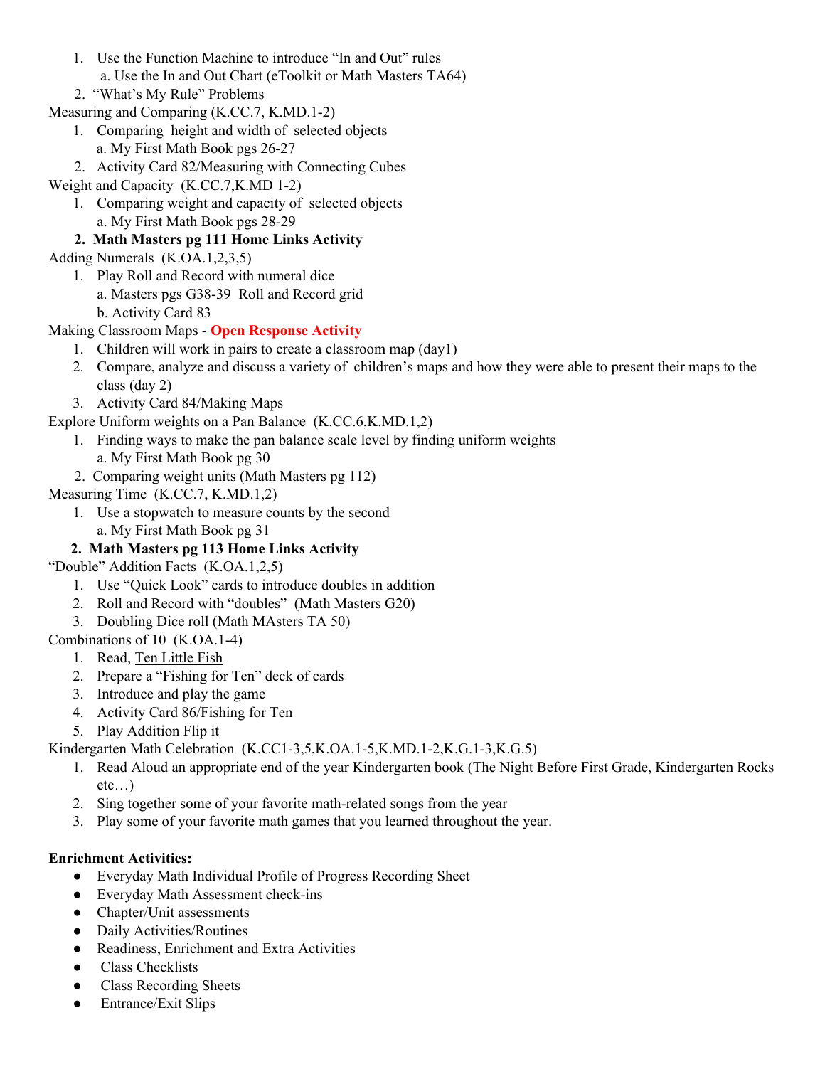1. Use the Function Machine to introduce "In and Out" rules
   a. Use the In and Out Chart (eToolkit or Math Masters TA64)
2. "What's My Rule" Problems

Measuring and Comparing (K.CC.7, K.MD.1-2)

1. Comparing height and width of selected objects
   a. My First Math Book pgs 26-27
2. Activity Card 82/Measuring with Connecting Cubes

Weight and Capacity (K.CC.7,K.MD 1-2)

1. Comparing weight and capacity of selected objects
   a. My First Math Book pgs 28-29
2. **Math Masters pg 111 Home Links Activity**

Adding Numerals (K.OA.1,2,3,5)

1. Play Roll and Record with numeral dice
   a. Masters pgs G38-39 Roll and Record grid
   b. Activity Card 83

Making Classroom Maps - **Open Response Activity**

1. Children will work in pairs to create a classroom map (day1)
2. Compare, analyze and discuss a variety of children's maps and how they were able to present their maps to the class (day 2)
3. Activity Card 84/Making Maps

Explore Uniform weights on a Pan Balance (K.CC.6,K.MD.1,2)

1. Finding ways to make the pan balance scale level by finding uniform weights
   a. My First Math Book pg 30
2. Comparing weight units (Math Masters pg 112)

Measuring Time (K.CC.7, K.MD.1,2)

1. Use a stopwatch to measure counts by the second
   a. My First Math Book pg 31
2. **Math Masters pg 113 Home Links Activity**

"Double" Addition Facts (K.OA.1,2,5)

1. Use "Quick Look" cards to introduce doubles in addition
2. Roll and Record with "doubles" (Math Masters G20)
3. Doubling Dice roll (Math MAsters TA 50)

Combinations of 10 (K.OA.1-4)

1. Read, <u>Ten Little Fish</u>
2. Prepare a "Fishing for Ten" deck of cards
3. Introduce and play the game
4. Activity Card 86/Fishing for Ten
5. Play Addition Flip it

Kindergarten Math Celebration (K.CC1-3,5,K.OA.1-5,K.MD.1-2,K.G.1-3,K.G.5)

1. Read Aloud an appropriate end of the year Kindergarten book (The Night Before First Grade, Kindergarten Rocks etc…)
2. Sing together some of your favorite math-related songs from the year
3. Play some of your favorite math games that you learned throughout the year.

**Enrichment Activities:**

- Everyday Math Individual Profile of Progress Recording Sheet
- Everyday Math Assessment check-ins
- Chapter/Unit assessments
- Daily Activities/Routines
- Readiness, Enrichment and Extra Activities
- Class Checklists
- Class Recording Sheets
- Entrance/Exit Slips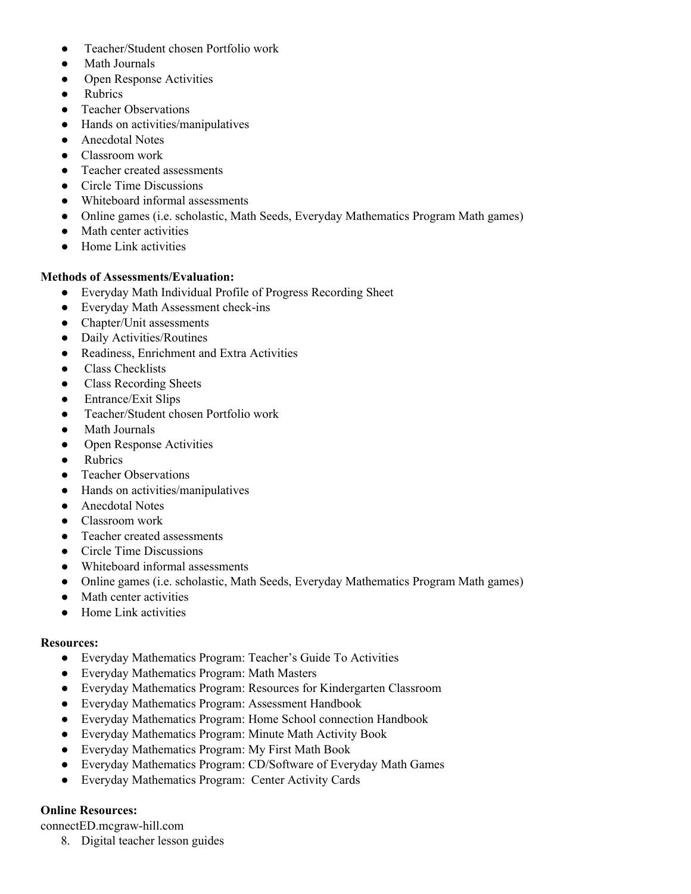- Teacher/Student chosen Portfolio work
- Math Journals
- Open Response Activities
- Rubrics
- Teacher Observations
- Hands on activities/manipulatives
- Anecdotal Notes
- Classroom work
- Teacher created assessments
- Circle Time Discussions
- Whiteboard informal assessments
- Online games (i.e. scholastic, Math Seeds, Everyday Mathematics Program Math games)
- Math center activities
- Home Link activities

**Methods of Assessments/Evaluation:**

- Everyday Math Individual Profile of Progress Recording Sheet
- Everyday Math Assessment check-ins
- Chapter/Unit assessments
- Daily Activities/Routines
- Readiness, Enrichment and Extra Activities
- Class Checklists
- Class Recording Sheets
- Entrance/Exit Slips
- Teacher/Student chosen Portfolio work
- Math Journals
- Open Response Activities
- Rubrics
- Teacher Observations
- Hands on activities/manipulatives
- Anecdotal Notes
- Classroom work
- Teacher created assessments
- Circle Time Discussions
- Whiteboard informal assessments
- Online games (i.e. scholastic, Math Seeds, Everyday Mathematics Program Math games)
- Math center activities
- Home Link activities

**Resources:**

- Everyday Mathematics Program: Teacher's Guide To Activities
- Everyday Mathematics Program: Math Masters
- Everyday Mathematics Program: Resources for Kindergarten Classroom
- Everyday Mathematics Program: Assessment Handbook
- Everyday Mathematics Program: Home School connection Handbook
- Everyday Mathematics Program: Minute Math Activity Book
- Everyday Mathematics Program: My First Math Book
- Everyday Mathematics Program: CD/Software of Everyday Math Games
- Everyday Mathematics Program: Center Activity Cards

**Online Resources:**

connectED.mcgraw-hill.com

8. Digital teacher lesson guides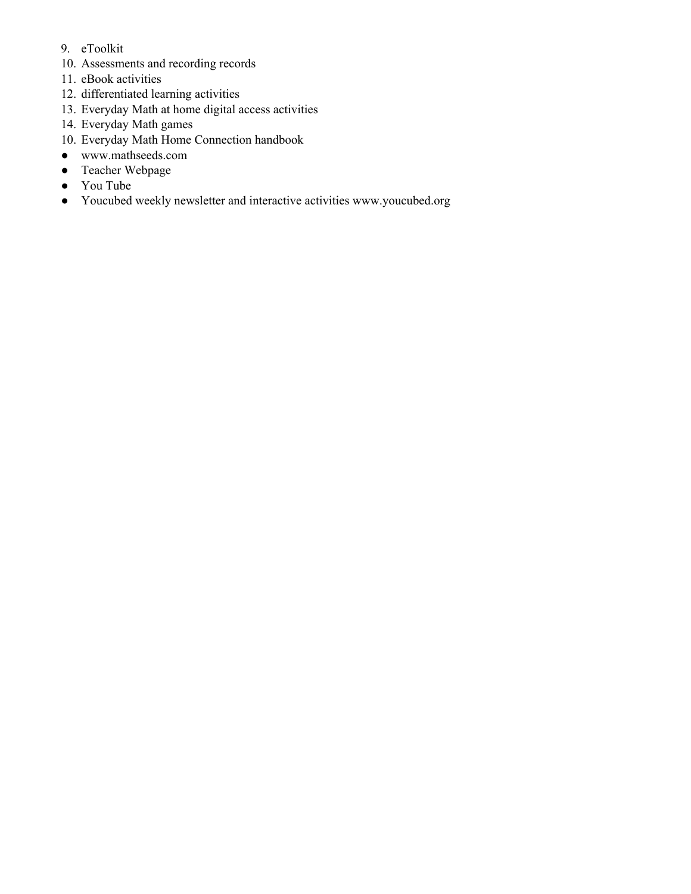9. eToolkit
10. Assessments and recording records
11. eBook activities
12. differentiated learning activities
13. Everyday Math at home digital access activities
14. Everyday Math games
10. Everyday Math Home Connection handbook

- www.mathseeds.com
- Teacher Webpage
- You Tube
- Youcubed weekly newsletter and interactive activities www.youcubed.org